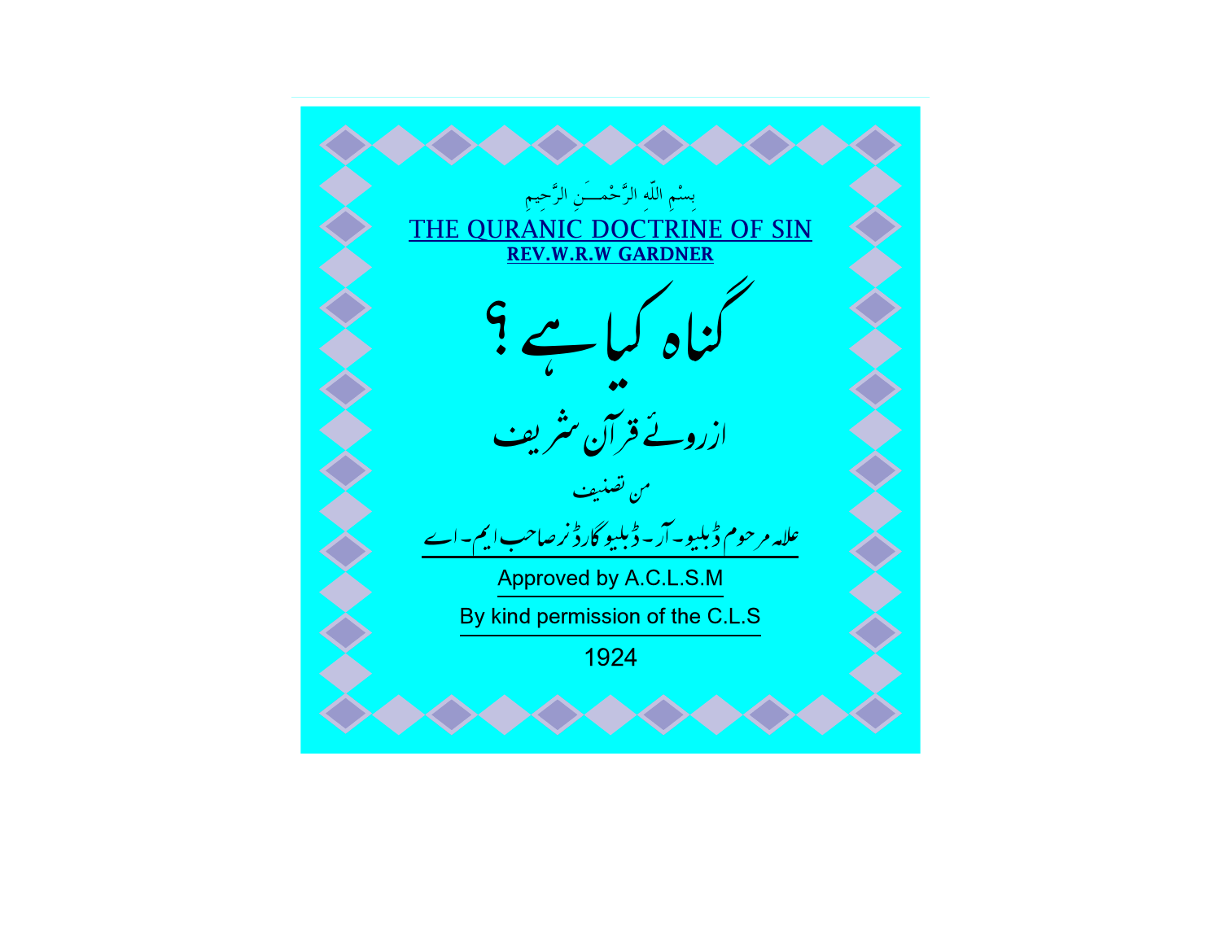بِسْمِ اللّٰهِ الرَّحْمـــَنِ الرَّحِيمِ

# THE QURANIC DOCTRINE OF SIN

**REV.W.R.W GARDNER**

# گناہ کیا ہے؟

## ازروئے قرآن شریف

من تصنیف

علامہ مرحوم ڈبلیو۔ آر۔ ڈبلیو گارڈنر صاحب ایم۔ اے

Approved by A.C.L.S.M

By kind permission of the C.L.S

1924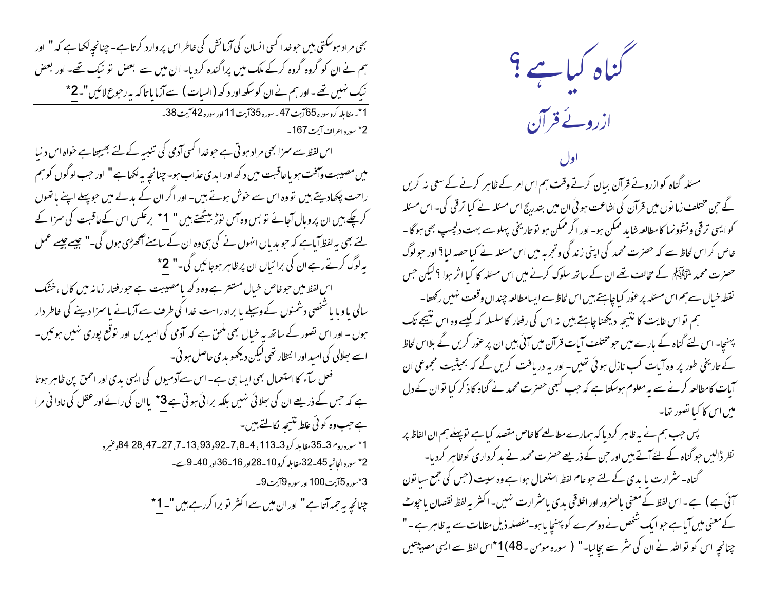# گناہ کیا ہے ؟

## ازروئے قرآن

### اول

مسئلہ گناہ کو ازروئے قرآن بیان کرتے وقت ہم اس امر کے ظاہر کرنے کے سعی نہ کریں گے جن مختلف زمانوں میں قرآن کی اشاعت ہوئی ان میں بتدریج اس مسئلہ نے کیا ترقی کی۔ اس مسئلہ کو ایسی ترقی ونشوونما کا مطالعہ شاید ممکن ہو۔ اور اگر ممکن ہو تو تاریخی پہلو سے بہت دلچسپ بھی ہوگا ۔ خاص کر اس لحاظ سے کہ حضرت محمد کی اپنی زندگی وتجربہ میں اس مسئلہ نے کیا حصہ لیا؟ اور جو لوگ حضرت محمد ﷺ کے مخالف تھے ان کے ساتھ سلوک کرنے میں اس مسئلہ کا کیا اثر ہوا ؟ لیکن جس نقطہ خیال سے ہم اس مسئلہ پر غور کیا چاہتے ہیں اس لحاظ سے ایسا مطالعہ چنداں وقعت نہیں رکھتا۔

ہم تو اس غایت کا نتیجہ دیکھنا چاہتے ہیں نہ اس کی رفتار کا سلسلہ کہ کیسے وہ اس نتیجے تک پہنچا۔ اس لئے گناہ کے بارے میں جو مختلف آیات قرآن میں آئی ہیں ان پر غور کریں گے بلا اس لحاظ کے تاریخی طور پر وہ آیات کب نازل ہوئی تھیں۔ اور یہ دریافت کریں گے کہ بحیثیت مجموعی ان آیات کا مطالعہ کرنے سے یہ معلوم ہوسکتا ہے کہ جب کبھی حضرت محمد نے گناہ کا ذکر کیا تو ان کے دل میں اس کا کیا تصور تھا۔

پس جب ہم نے یہ ظاہر کردیا کہ ہمارے مطالعے کا خاص مقصد کیا ہے تو پہلے ہم ان الفاظ پر نظر ڈالیں جو گناہ کے لئے آتے ہیں اور جن کے ذریعے حضرت محمد نے بدکرداری کو ظاہر کردیا۔

گناہ۔ شرارت یا بدی کے لئے جو عام لفظ استعمال ہوا ہے وہ سیت (جس کی جمع سیاتون آئی ہے) ہے۔ اس لفظ کے معنی بالضرور اور اخلاقی بدی یا شرارت نہیں۔ اکثر یہ لفظ نقصان یا چوٹ کے معنی میں آیا ہے جو ایک شخص نے دوسرے کو پہنچایا ہو۔ مفصلہ ذیل مقامات سے یہ ظاہر ہے ۔ " چنانچہ اس کو تو اللہ نے ان کی شر سے بچالیا۔" ( سورہ مومن ۔48)1* اس لفظ سے ایسی مصیبتیں بھی مراد ہوسکتی ہیں جو خدا کسی انسان کی آزمائش کی خاطر اس پر وارد کرتا ہے۔ چنانچہ لکھا ہے کہ " اور ہم نے ان کو گروہ گروہ کرکے ملک میں پراگندہ کردیا۔ ان میں سے بعض تو نیک تھے۔ اور بعض نیک نہیں تھے ۔ اور ہم نے ان کو سکھ اور دکھ (السیات) سے آزمایا تاکہ یہ رجوع لائیں"۔2*

1*۔ مقابلہ کرو سورہ 65 آیت 47۔ سورہ 35 آیت 11 اور سورہ 42 آیت 38۔

2* سورہ اعراف آیت 167۔

اس لفظ سے سزا بھی مراد ہوتی ہے جو خدا کسی آدمی کی تنبیہ کے لئے بھیجتا ہے خواہ اس دنیا میں مصیبت وآفت ہو یا عاقبت میں دکھ اور ابدی عذاب ہو۔ چنانچہ یہ لکھا ہے " اور جب لوگوں کو ہم راحت چکھادیتے ہیں تو وہ اس سے خوش ہوتے ہیں۔ اور اگر ان کے بدلے میں جو پہلے اپنے ہاتھوں کرچکے ہیں ان پر وبال آجائے تو بس وہ آس توڑ بیٹھتے ہیں " 1* برعکس اس کے عاقبت کی سزا کے لئے بھی یہ لفظ آیا ہے کہ جو بدیاں انہوں نے کی ہی وہ ان کے سامنے آکھڑی ہوں گی۔" جیسے جیسے عمل یہ لوگ کرتے رہے ان کی برائیاں ان پر ظاہر ہوجائیں گی۔" 2*

اس لفظ میں جو خاص خیال مستتر ہے وہ دکھ یا مصیبت ہے جو رفتار زمانہ میں کال ، خشک سالی یا وبا یا شخصی دشمنوں کے وسیلے یا براہ راست خدا کی طرف سے آزمانے یا سزا دینے کی خاطر دار ہوں ۔ اور اس تصور کے ساتھ یہ خیال بھی ملحق ہے کہ آدمی کی امیدیں اور توقع پوری نہیں ہوئیں۔ اسے بھلائی کی امید اور انتظار تھی لیکن دیکھو بدی حاصل ہوئی۔

فعل سآء کا استعمال بھی ایسا ہی ہے۔ اس سے آدمیوں کی ایسی بدی اور احمق پن ظاہر ہوتا ہے کہ جس کے ذریعے ان کی بھلائی نہیں بلکہ برائی ہوتی ہے 3* یا ان کی رائے اور عقل کی نادانی مراد ہے جب وہ کوئی غلط نتیجہ نکالتے ہیں۔

1* سورہ روم 3۔35 مقابلہ کرو 3۔113 ،4۔7،8۔92 و93 ،13۔7 ،27۔47 ،28 ،84 وغیرہ

2* سورہ الجاثیہ 45۔32 مقابلہ کرو 10۔28 اور 16۔36 اور 40۔9 سے۔

3* سورہ 5 آیت 100 اور سورہ 9 آیت 9۔

چنانچہ یہ جملہ آتا ہے " اور ان میں سے اکثر تو برا کررہے ہیں "۔ 1*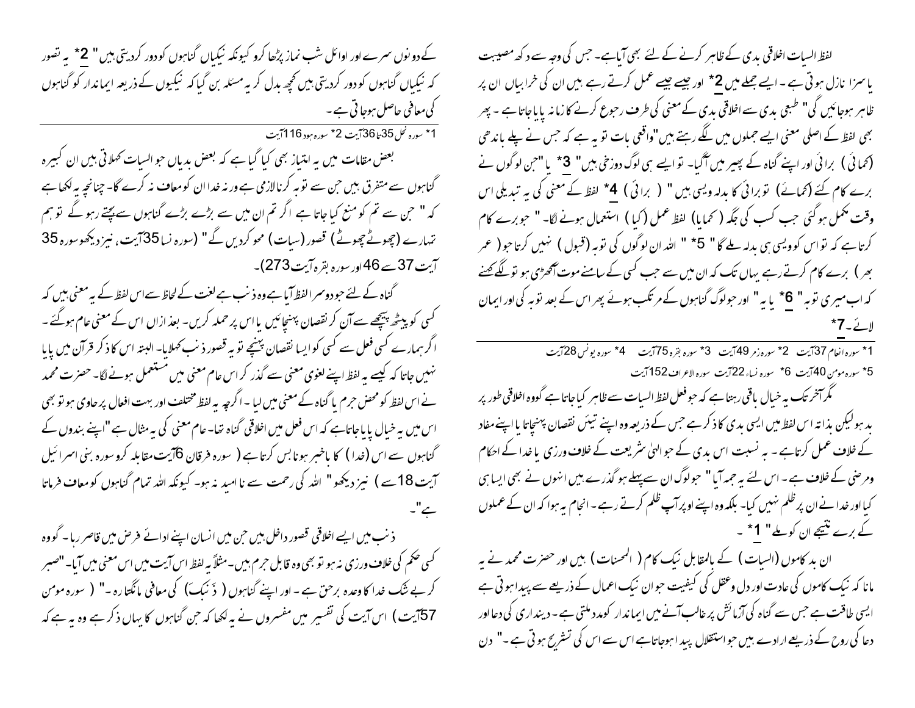لفظ السیات اخلاقی بدی کے ظاہر کرنے کے لئے بھی آیا ہے۔ جس کی وجہ سے دکھ مصیبت یا سزا نازل ہوتی ہے ۔ ایسے جملے میں 2* اور جیسے جیسے عمل کرتے رہے ہیں ان کی خرابیاں ان پر ظاہر ہوجائیں گی" طبعی بدی سے اخلاقی بدی کے معنی کی طرف رجوع کرنے کا زمانہ پایا جاتا ہے ۔ پھر بھی لفظ کے اصلی معنی ایسے جملوں میں لگے رہتے ہیں "واقعی بات تو یہ ہے کہ جس نے پلے باندھی (کمائی) برائی اور اپنے گناہ کے پھیر میں آگیا۔ تو ایسے ہی لوگ دوزخی ہیں" 3* یا "جن لوگوں نے برے کام کئے (کمائے) تو برائی کا بدلہ ویسی ہیں" (برائی) 4* لفظ کے معنی کی یہ تبدیلی اس وقت مکمل ہوگئی جب کسب کی جگہ (کمایا) لفظ عمل (کیا) استعمال ہونے لگا۔ " جو برے کام کرتا ہے کہ تو اس کو ویسی ہی بدلہ ملے گا" 5* " اللہ ان لوگوں کی توبہ (قبول) نہیں کرتا جو (عمر بھر) برے کام کرتے رہے یہاں تک کہ ان میں سے جب کسی کے سامنے موت آکھڑی ہو تو لگے کہنے کہ اب میری توبہ" 6* یا یہ" اور جو لوگ گناہوں کے مرتکب ہوئے پھر اس کے بعد توبہ کی اور ایمان لائے۔7*

1* سورہ انعام 37آیت 2* سورہ زمر 49آیت 3* سورہ بقرہ 75آیت 4* سورہ یونس 28آیت
5* سورہ مومن 40آیت 6* سورہ نساء 22آیت سورہ الاعراف 152آیت

مگر آخر تک یہ خیال باقی رہتا ہے کہ جو فعل لفظ السیات سے ظاہر کیا جاتا ہے گووہ اخلاقی طور پر بد ہو لیکن بذاتہ اس لفظ میں ایسی بدی کا ذکر ہے جس کے ذریعہ وہ اپنے تیئں نقصان پہنچاتا یا اپنے مفاد کے خلاف عمل کرتا ہے ۔ یہ نسبت اس بدی کے جو الہیٰ شریعت کے خلاف ورزی یا خدا کے احکام ومرضی کے خلاف ہے ۔ اس لئے یہ جمہ آیا" جو لوگ ان سے پہلے ہو گذرے ہیں انہوں نے بھی ایسا ہی کیا اور خدا نے ان پر ظلم نہیں کیا۔ بلکہ وہ اپنے اوپر آپ ظلم کرتے رہے ۔ انجام یہ ہوا کہ ان کے عملوں کے برے نتیجے ان کو ملے" 1* ۔

ان بد کاموں (السیات) کے بالمقابل نیک کام (الحسنات) ہیں اور حضرت محمد نے یہ مانا کہ نیک کاموں کی عادت اور دل وعقل کی کیفیت جو ان نیک اعمال کے ذریعے سے پیدا ہوتی ہے ایسی طاقت ہے جس سے گناہ کی آزمائش پر غالب آنے میں ایماندار کو مدد ملتی ہے ۔ دینداری کی دعا اور دعا کی روح کے ذریعے ارادے میں جو استقلال پیدا ہوجاتا ہے اس سے اس کی تشریح ہوتی ہے ۔" دن کے دونوں سرے اور اوائل شب نماز پڑھا کرو کیونکہ نیکیاں گناہوں کو دور کردیتی ہیں" 2* یہ تصور کہ نیکیاں گناہوں کو دور کردیتی ہیں کچھ بدل کر یہ مسئلہ بن گیا کہ نیکیوں کے ذریعہ ایماندار کو گناہوں کی معافی حاصل ہوجاتی ہے ۔

1* سورہ نحل 35تا36آیت 2* سورہ ہود 116آیت

بعض مقامات میں یہ امتیاز بھی کیا گیا ہے کہ بعض بدیاں جو السیات کہلاتی ہیں ان کبیرہ گناہوں سے متفرق ہیں جن سے توبہ کرنا لازمی ہے ورنہ خدا ان کو معاف نہ کرے گا۔ چنانچہ یہ لکھا ہے کہ " جن سے تم کو منع کیا جاتا ہے اگر تم ان میں سے بڑے بڑے گناہوں سے بچتے رہو گے تو ہم تمہارے (چھوٹے چھوٹے) قصور (سیات) محو کردیں گے" (سورہ نسا 35آیت، نیز دیکھو سورہ 35 آیت 37 سے 46 اور سورہ بقرہ آیت 273)۔

گناہ کے لئے جو دوسرا لفظ آیا ہے وہ ذنب ہے لغت کے لحاظ سے اس لفظ کے یہ معنی ہیں کہ کسی کو پیٹھ پیچھے سے آن کر نقصان پہنچائیں یا اس پر حملہ کریں۔ بعد ازاں اس کے معنی عام ہوگئے ۔ اگر ہمارے کسی فعل سے کسی کو ایسا نقصان پہنچے تو یہ قصور ذنب کہلایا۔ البتہ اس کا ذکر قرآن میں پایا نہیں جاتا کہ کیسے یہ لفظ اپنے لغوی معنی سے گذر کر اس عام معنی میں مستعمل ہونے لگا۔ حضرت محمد نے اس لفظ کو محض جرم یا گناہ کے معنی میں لیا ۔ اگرچہ یہ لفظ مختلف اور بہت افعال پر حاوی ہو تو بھی اس میں یہ خیال پایا جاتا ہے کہ اس فعل میں اخلاقی گناہ تھا۔ عام معنی کی یہ مثال ہے "اپنے بندوں کے گناہوں سے اس (خدا) کا باخبر ہونا بس کرتا ہے (سورہ فرقان 6آیت مقابلہ کرو سورہ بنی اسرائیل آیت 18 سے) نیز دیکھو" اللہ کی رحمت سے ناامید نہ ہو۔ کیونکہ اللہ تمام گناہوں کو معاف فرماتا ہے"۔

ذنب میں ایسے اخلاقی قصور داخل ہیں جن میں انسان اپنے ادائے فرض میں قاصر رہا۔ گووہ کسی حکم کی خلاف ورزی نہ ہو تو بھی وہ قابل جرم ہیں۔ مثلاً یہ لفظ اس آیت میں اس معنی میں آیا۔ "صبر کر بے شک خدا کا وعدہ برحق ہے ۔ اور اپنے گناہوں (ذَنبکَ) کی معافی مانگتا رہ ۔" (سورہ مومن 57آیت) اس آیت کی تفسیر میں مفسروں نے یہ لکھا کہ جن گناہوں کا یہاں ذکر ہے وہ یہ ہے کہ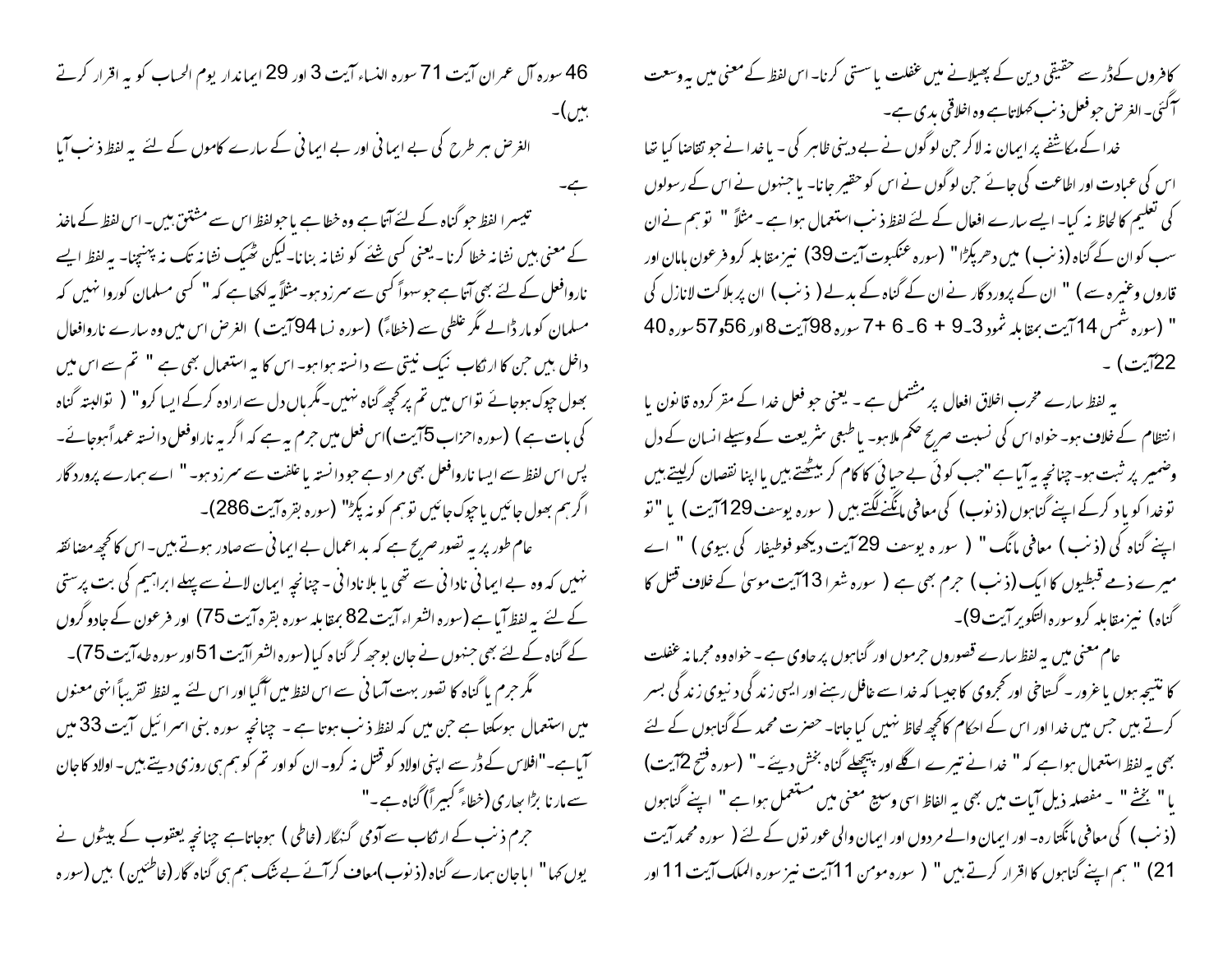کافروں کےڈر سے حقیقی دین کے پھیلانے میں غفلت یا سستی کرنا۔ اس لفظ کے معنی میں یہ وسعت آگئی۔ الغرض جو فعل ذنب کہلاتا ہے وہ اخلاقی بدی ہے۔

خدا کے مکاشفے پر ایمان نہ لاکر جن لوگوں نے بے دینی ظاہر کی ۔ یا خدا نے جو تقاضا کیا تھا اس کی عبادت اور اطاعت کی جائے جن لوگوں نے اس کو حقیر جانا۔ یا جنہوں نے اس کے رسولوں کی تعلیم کا لحاظ نہ کیا۔ ایسے سارے افعال کے لئے لفظ ذنب استعمال ہوا ہے ۔ مثلاً " توہم نے ان سب کو ان کے گناہ (ذنب) میں دھر پکڑا" (سورہ عنکبوت آیت 39) نیز مقابلہ کرو فرعون ہامان اور قاروں وغیرہ سے) " ان کے پروردگار نے ان کے گناہ کے بدلے ( ذنب) ان پر ہلاکت لانازل کی " (سورہ شمس 14آیت بمقابلہ ثمود 3۔9 + 6۔ 6 +7 سورہ 98آیت 8 اور 56و57 سورہ 40 22آیت) ۔

یہ لفظ سارے مخرب اخلاق افعال پر مشتمل ہے ۔ یعنی جو فعل خدا کے مقرر کردہ قانون یا انتظام کے خلاف ہو۔ خواہ اس کی نسبت صریح حکم ملا ہو۔ یا طبعی شریعت کے وسیلے انسان کے دل وضمیر پر ثبت ہو۔ چنانچہ یہ آیا ہے "جب کوئی بے حیائی کا کام کر بیٹھتے ہیں یا اپنا نقصان کرلیتے ہیں تو خدا کو یاد کرکے اپنے گناہوں (ذنوب) کی معافی مانگنے لگتے ہیں ( سورہ یوسف 129آیت) یا "تو اپنے گناہ کی (ذنب) معافی مانگ " ( سورہ یوسف 29 آیت دیکھو فوطیفار کی بیوی ) " اے میرے ذمے قبطیوں کا ایک (ذنب) جرم بھی ہے ( سورہ شعرا 13آیت موسیٰ کے خلاف قتل کا گناہ) نیز مقابلہ کرو سورہ التکویر آیت 9)۔

عام معنی میں یہ لفظ سارے قصوروں جرموں اور گناہوں پر حاوی ہے ۔ خواہ وہ مجرمانہ غفلت کا نتیجہ ہوں یا غرور ۔ گستاخی اور کجروی کا جیسا کہ خدا سے غافل رہنے اور ایسی زندگی دنیوی زندگی بسر کرتے ہیں جس میں خدا اور اس کے احکام کا کچھ لحاظ نہیں کیا جاتا۔ حضرت محمد کے گناہوں کے لئے بھی یہ لفظ استعمال ہوا ہے کہ " خدا نے تیرے اگلے اور پچھلے گناہ بخش دیئے ۔" (سورہ فتح 2آیت) یا " بخشے " ۔ مفصلہ ذیل آیات میں بھی یہ الفاظ اسی وسیع معنی میں مستعمل ہوا ہے " اپنے گناہوں (ذنب) کی معافی مانگتا رہ۔ اور ایمان والے مردوں اور ایمان والی عورتوں کے لئے ( سورہ محمد آیت 21) " ہم اپنے گناہوں کا اقرار کرتے ہیں " ( سورہ مومن 11آیت نیز سورہ الملک آیت 11 اور 46 سورہ آل عمران آیت 71 سورہ النساء آیت 3 اور 29 ایماندار یوم الحساب کو یہ اقرار کرتے ہیں)۔

الغرض ہر طرح کی بے ایمانی اور بے ایمانی کے سارے کاموں کے لئے یہ لفظ ذنب آیا ہے۔

تیسرا لفظ جو گناہ کے لئے آتا ہے وہ خطا ہے یا جو لفظ اس سے مشتق ہیں۔ اس لفظ کے ماخذ کے معنی ہیں نشانہ خطا کرنا ۔یعنی کسی شئے کو نشانہ بنانا۔ لیکن ٹھیک نشانہ تک نہ پہنچنا۔ یہ لفظ ایسے ناروافعل کے لئے بھی آتا ہے جو سہواً کسی سے سرزد ہو۔ مثلاً یہ لکھا ہے کہ " کسی مسلمان کوروا نہیں کہ مسلمان کو مار ڈالے مگر غلطی سے (خطاً) (سورہ نسا 94آیت ) الغرض اس میں وہ سارے ناروافعال داخل ہیں جن کا ارتکاب نیک نیتی سے دانستہ ہوا ہو۔ اس کا یہ استعمال بھی ہے " تم سے اس میں بھول چوک ہوجائے تو اس میں تم پر کچھ گناہ نہیں۔ مگر ہاں دل سے ارادہ کرکے ایسا کرو" ( توالبتہ گناہ کی بات ہے ) (سورہ احزاب 5آیت )اس فعل میں جرم یہ ہے کہ اگر یہ ناروافعل دانستہ عمداً ہوجائے۔ پس اس لفظ سے ایسا ناروافعل بھی مراد ہے جو دانستہ یا غفلت سے سرزد ہو۔ " اے ہمارے پروردگار اگر ہم بھول جائیں یا چوک جائیں تو ہم کو نہ پکڑ" (سورہ بقرہ آیت 286)۔

عام طور پر یہ تصور صریح ہے کہ بد اعمال بے ایمانی سے صادر ہوتے ہیں۔ اس کا کچھ مضائقہ نہیں کہ وہ بے ایمانی نادانی سے تھی یا بلا نادانی ۔ چنانچہ ایمان لانے سے پہلے ابراہیم کی بت پرستی کے لئے یہ لفظ آیا ہے (سورہ الشعراء آیت 82 بمقابلہ سورہ بقرہ آیت 75) اور فرعون کے جادوگروں کے گناہ کے لئے بھی جنہوں نے جان بوجھ کر گناہ کیا (سورہ الشعرا آیت 51 اور سورہ طہ آیت 75)۔

مگر جرم یا گناہ کا تصور بہت آسانی سے اس لفظ میں آگیا اور اس لئے یہ لفظ تقریباً انہی معنوں میں استعمال ہوسکتا ہے جن میں کہ لفظ ذنب ہوتا ہے ۔ چنانچہ سورہ بنی اسرائیل آیت 33 میں آیا ہے۔"افلاس کے ڈر سے اپنی اولاد کو قتل نہ کرو۔ ان کو اور تم کو ہم ہی روزی دیتے ہیں۔ اولاد کا جان سے مارنا بڑا بھاری (خطاً کبیراً) گناہ ہے۔"

جرم ذنب کے ارتکاب سے آدمی گنہگار (خاطی) ہوجاتا ہے چنانچہ یعقوب کے بیٹوں نے یوں کہا " اباجان ہمارے گناہ (ذنوب)معاف کرآئے بے شک ہم ہی گناہ گار (خاطئین) ہیں (سورہ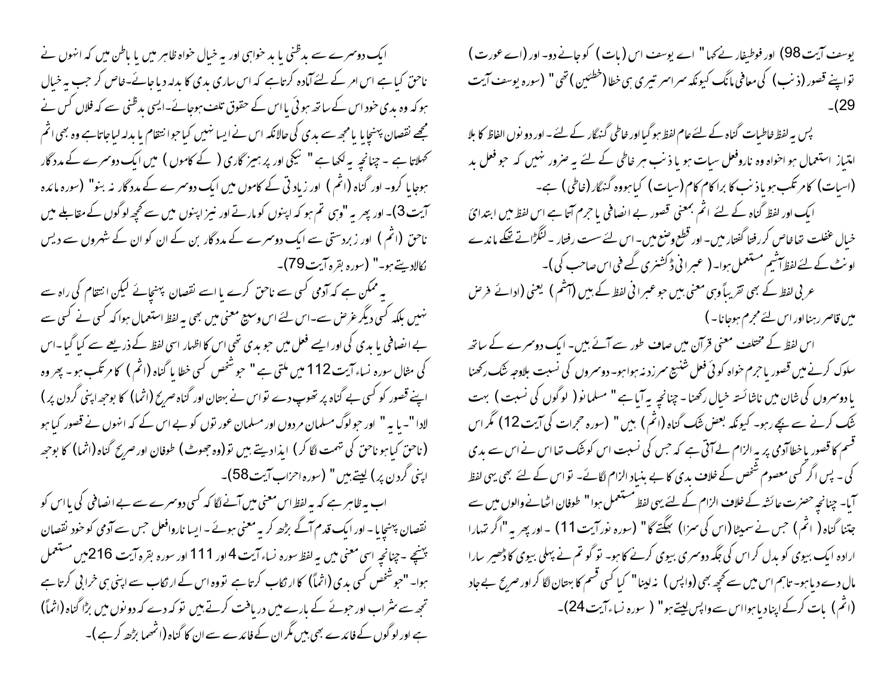یوسف آیت 98) اور فوطیفار نے کہا " اے یوسف اس (بات) کو جانے دو۔ اور (اے عورت) تو اپنے قصور (ذنب) کی معافی مانگ کیونکہ سراسر تیری ہی خطا (خطئین) تھی " (سورہ یوسف آیت 29)۔

پس یہ لفظ خاطیات گناہ کے لئے عام لفظ ہو گیا اور خاطی گنہگار کے لئے۔ اور دونوں الفاظ کا بلا امتیاز استعمال ہو اخواہ وہ ناروفعل سیات ہو یا ذنب ہر خاطی کے لئے یہ ضرور نہیں کہ جو فعل بد (اسیات) کا مرتکب ہو یا ذنب کا برا کام کام (سیات) کیا ہووہ گنہگار (خاطی) ہے۔

ایک اور لفظ گناہ کے لئے اثم بمعنی قصور بے انصافی یا جرم آتا ہے اس لفظ میں ابتدائی خیال غفلت تھا خاص کر رفتا گفتار میں۔ اور قطع وضع میں۔ اس لئے سست رفتار۔ لنگڑاتے تھکے ماندے اونٹ کے لئے لفظ آشیم مستعمل ہوا۔ (عبرانی ڈکشنری گسے فی اس صاحب کی)۔

عربی لفظ کے بھی تقریباً وہی معنی ہیں جو عبرانی لفظ کے ہیں (آشم) یعنی (ادائے فرض میں قاصر رہنا اور اس لئے مجرم ہوجانا۔)

اس لفظ کے مختلف معنی قرآن میں صاف طور سے آئے ہیں۔ ایک دوسرے کے ساتھ سلوک کرنے میں قصور یا جرم خواہ کوئی فعل شنیع سرزد نہ ہوا ہو۔ دوسروں کی نسبت بلاوجہ شک رکھنا یا دوسروں کی شان میں ناشائستہ خیال رکھنا۔ چنانچہ یہ آیا ہے " مسلمانو (لوگوں کی نسبت) بہت شک کرنے سے بچے رہو۔ کیونکہ بعض شک گناہ (اثم) ہیں " (سورہ حجرات کی آیت 12) مگر اس قسم کا قصور یا خطا آدمی پر یہ الزام لے آتی ہے کہ جس کی نسبت اس کو شک تھا اس نے اس سے بدی کی۔ پس اگر کسی معصوم شخص کے خلاف بدی کا بے بنیاد الزام لگائے۔ تو اس کے لئے بھی یہی لفظ آیا۔ چنانچہ حضرت عائشہ کے خلاف الزام کے لئے یہی لفظ مستعمل ہوا " طوفان اٹھانے والوں میں سے جتنا گناہ (اثم) جس نے سمیٹا (اس کی سزا) بھگتے گا " (سورہ نور آیت 11)۔ اور پھر یہ " اگر تمہارا ارادہ ایک بیوی کو بدل کر اس کی جگہ دوسری بیوی کرنے کا ہو۔ تو گو تم نے پہلی بیوی کا ڈھیر سارا مال دے دیا ہو۔ تاہم اس میں سے کچھ بھی (واپس) نہ لینا " کیا کسی قسم کا بہتان لگا کر اور صریح بے جا (اثم) بات کرکے اپنا دیا ہوا اس سے واپس لیتے ہو " (سورہ نساء آیت 24)۔

ایک دوسرے سے بدظنی یا بدخواہی اور یہ خیال خواہ ظاہر میں یا باطن میں کہ انہوں نے ناحق کیا ہے اس امر کے لئے آمادہ کرتا ہے کہ اس ساری بدی کا بدلہ دیا جائے۔ خاص کر جب یہ خیال ہو کہ وہ بدی خود اس کے ساتھ ہوئی یا اس کے حقوق تلف ہوجائے۔ ایسی بدظنی سے کہ فلاں کس نے مجھے نقصان پہنچایا یا مجھ سے بدی کی حالانکہ اس نے ایسا نہیں کیا جو انتقام یا بدلہ لیا جاتا ہے وہ بھی اثم کہلاتا ہے۔ چنانچہ یہ لکھا ہے " نیکی اور پرہیزگاری (کے کاموں) میں ایک دوسرے کے مددگار ہوجایا کرو۔ اور گناہ (اثم) اور زیادتی کے کاموں میں ایک دوسرے کے مددگار نہ بنو" (سورہ مائدہ آیت 3)۔ اور پھر یہ "وہی تم ہو کہ اپنوں کو مارتے اور نیز اپنوں میں سے کچھ لوگوں کے مقابلے میں ناحق (اثم) اور زبردستی سے ایک دوسرے کے مددگار بن کے ان کو ان کے شہروں سے دیس نکالا دیتے ہو۔" (سورہ بقرہ آیت 79)۔

یہ ممکن ہے کہ آدمی کسی سے ناحق کرے یا اسے نقصان پہنچائے لیکن انتقام کی راہ سے نہیں بلکہ کسی دیگر غرض سے۔ اس لئے اس وسیع معنی میں بھی یہ لفظ استعمال ہوا کہ کسی نے کسی سے بے انصافی یا بدی کی اور ایسے فعل میں جو بدی تھی اس کا اظہار اسی لفظ کے ذریعے سے کیا گیا۔ اس کی مثال سورہ نساء آیت 112 میں ملتی ہے " جو شخص کسی خطا یا گناہ (اثم) کا مرتکب ہو۔ پھر وہ اپنے قصور کو کسی بے گناہ پر تھوپ دے تو اس نے بہتان اور گناہ صریح (اثما) کا بوجھ اپنی گردن پر) لادا "۔ یا یہ " اور جو لوگ مسلمان مردوں اور مسلمان عورتوں کو بے اس کے کہ انہوں نے قصور کیا ہو (ناحق کیا ہو ناحق کی تہمت لگا کر) ایذا دیتے ہیں تو (وہ جھوٹ) طوفان اور صریح گناہ (اثما) کا بوجھ اپنی گردن پر) لیتے ہیں " (سورہ احزاب آیت 58)۔

اب یہ ظاہر ہے کہ یہ لفظ اس معنی میں آنے لگا کہ کسی دوسرے سے بے انصافی کی یا اس کو نقصان پہنچایا۔ اور ایک قدم آگے بڑھ کر یہ معنی ہوئے۔ ایسا ناروافعل جس سے آدمی کو خود نقصان پہنچے۔ چنانچہ اسی معنی میں یہ لفظ سورہ نساء آیت 4 اور 111 اور سورہ بقرہ آیت 216میں مستعمل ہوا۔ "جو شخص کسی بدی (اثماً) کا ارتکاب کرتا ہے تو وہ اس کے ارتکاب سے اپنی ہی خرابی کرتا ہے تجھ سے شراب اور جوئے کے بارے میں دریافت کرتے ہیں تو کہہ دے کہ دونوں میں بڑا گناہ (اثماً) ہے اور لوگوں کے فائدے بھی ہیں مگر ان کے فائدے سے ان کا گناہ (اثمھما بڑھ کر ہے)۔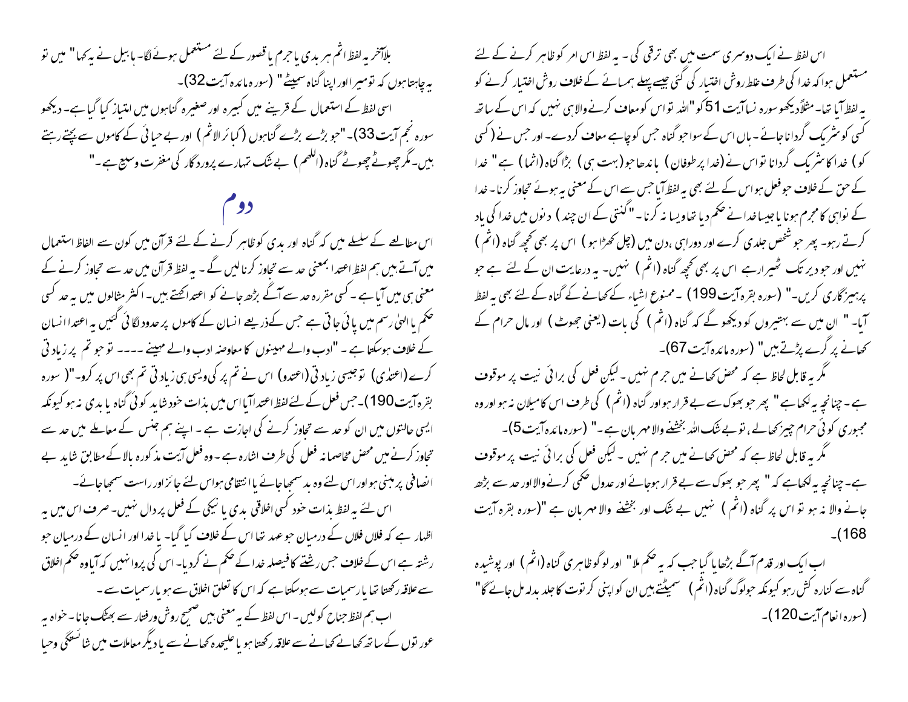اس لفظ نے ایک دوسری سمت میں بھی ترقی کی ۔ یہ لفظ اس امر کو ظاہر کرنے کے لئے مستعمل ہوا کہ خدا کی طرف غلط روش اختیار کی گئی جیسے پہلے ہمسائے کے خلاف روش اختیار کرنے کو یہ لفظ آیا تھا۔ مثلاً دیکھو سورہ نسا آیت 51 کو "اللہ تو اس کو معاف کرنے والا ہی نہیں کہ اس کے ساتھ کسی کو شریک گردانا جائے ۔ ہاں اس کے سوا جو گناہ جس کو چاہے معاف کردے۔ اور جس نے (کسی کو) خدا کا شریک گردانا تو اس نے (خدا پر طوفان) باندھا جو (بہت ہی) بڑا گناہ (اثما) ہے " خدا کے حق کے خلاف جو فعل ہو اس کے لئے بھی یہ لفظ آیا جس سے اس کے معنی یہ ہوئے تجاوز کرنا ۔ خدا کے نواہی کا مجرم ہونا یا جیسا خدا نے حکم دیا تھا ویسا نہ کرنا ۔ "گنتی کے ان چند) دنوں میں خدا کی یاد کرتے رہو۔ پھر جو شخص جلدی کرے اور دوراہی ،دن میں (چل کھڑا ہو) اس پر بھی کچھ گناہ (اثم) نہیں اور جو دیر تک ٹھیرا رہے اس پر بھی کچھ گناہ (اثم) نہیں۔ یہ درعایت ان کے لئے ہے جو پرہیزگاری کریں۔" (سورہ بقرہ آیت 199) ۔ ممنوع اشیاء کے کھانے کے گناہ کے لئے بھی یہ لفظ آیا۔ " ان میں سے بہتیروں کو دیکھو گے کہ گناہ (اثم) کی بات (یعنی جھوٹ) اور مال حرام کے کھانے پر گرے پڑتے ہیں" (سورہ مائدہ آیت 67)۔

مگر یہ قابل لحاظ ہے کہ محض کھانے میں جرم نہیں ۔ لیکن فعل کی برائی نیت پر موقوف ہے ۔ چنانچہ یہ لکھا ہے " پھر جو بھوک سے بے قرار ہو اور گناہ (اثم) کی طرف اس کا میلان نہ ہو اور وہ مجبوری کوئی حرام چیز کھالے ، تو بے شک اللہ بخشنے والا مہربان ہے ۔" (سورہ مائدہ آیت 5)۔

مگر یہ قابل لحاظ ہے کہ محض کھانے میں جرم نہیں ۔ لیکن فعل کی برائی نیت پر موقوف ہے۔ چنانچہ یہ لکھا ہے کہ " پھر جو بھوک سے بے قرار ہوجائے اور عدول حکمی کرنے والا اور حد سے بڑھ جانے والا نہ ہو تو اس پر گناہ (اثم) نہیں بے شک اور بخشنے والا مہربان ہے "(سورہ بقرہ آیت 168)۔

اب ایک اور قدم آگے بڑھایا گیا جب کہ یہ حکم ملا" اور لوگو ظاہری گناہ (اثم) اور پوشیدہ گناہ سے کنارہ کش رہو کیونکہ جو لوگ گناہ (اثم) سمیٹتے ہیں ان کو اپنی کرتوت کا جلد بدلہ مل جائے گا" (سورہ انعام آیت 120)۔

بلاآخر یہ لفظ اثم ہر بدی یا جرم یا قصور کے لئے مستعمل ہونے لگا۔ ہابیل نے یہ کہا" میں تو یہ چاہتا ہوں کہ تو میرا اور اپنا گناہ سمیٹے" (سورہ مائدہ آیت 32)۔

اسی لفظ کے استعمال کے قرینے میں کبیرہ اور صغیرہ گناہوں میں امتیاز کیا گیا ہے۔ دیکھو سورہ نجم آیت 33)۔ "جو بڑے بڑے گناہوں (کبائر الاثم) اور بے حیائی کے کاموں سے بچتے رہتے ہیں۔ مگر چھوٹے چھوٹے گناہ (اللمم) بے شک تمہارے پروردگار کی مغفرت وسیع ہے۔"

## دوم

اس مطالعے کے سلسلے میں کہ گناہ اور بدی کو ظاہر کرنے کے لئے قرآن میں کون سے الفاظ استعمال میں آتے ہیں ہم لفظ اعتدا بمعنی حد سے تجاوز کرنا لیں گے ۔ یہ لفظ قرآن میں حد سے تجاوز کرنے کے معنی ہی میں آیا ہے ۔ کسی مقررہ حد سے آگے بڑھ جانے کو اعتدا کہتے ہیں۔ اکثر مثالوں میں یہ حد کسی حکم یا الہیٰ رسم میں پائی جاتی ہے جس کے ذریعے انسان کے کاموں پر حدود لگائی گئیں یہ اعتدا انسان کے خلاف ہوسکتا ہے ۔ "ادب والے مہینے ادب والے مہینوں کا معاوضہ ہیں ۔۔۔۔ تو جو تم پر زیادتی کرے (اعتدی) تو جیسی زیادتی (اعتدو) اس نے تم پر کی ویسی ہی زیادتی تم بھی اس پر کرو۔"( سورہ بقرہ آیت 190)۔ جس فعل کے لئے لفظ اعتدا آیا اس میں بذات خود شاید کوئی گناہ یا بدی نہ ہو کیونکہ ایسی حالتوں میں ان کو حد سے تجاوز کرنے کی اجازت ہے ۔ اپنے ہم جنس کے معاملے میں حد سے تجاوز کرنے میں محض مخاصمانہ فعل کی طرف اشارہ ہے ۔ وہ فعل آیت مذکورہ بالا کے مطابق شاید بے انصافی پر مبنی ہو اور اس لئے وہ بد سمجھا جائے یا انتقامی ہو اس لئے جائز اور راست سمجھا جائے۔

اس لئے یہ لفظ بذات خود کسی اخلاقی بدی یا نیکی کے فعل پر دال نہیں۔ صرف اس میں یہ اظہار ہے کہ فلاں فلاں کے درمیان جو عہد تھا اس کے خلاف کیا گیا۔ یا خدا اور انسان کے درمیان جو رشتہ ہے اس کے خلاف جس رشتے کا فیصلہ خدا کے حکم نے کردیا۔ اس کی پروانہیں کہ آیا وہ حکم اخلاق سے علاقہ رکھتا تھا یا رسمیات سے ہوسکتا ہے کہ اس کا تعلق اخلاق سے ہو یا رسمیات سے ۔

اب ہم لفظ جناح کو لیں ۔ اس لفظ کے یہ معنی ہیں صحیح روش ورفتار سے بھٹک جانا ۔ خواہ یہ عورتوں کے ساتھ کھانے کھانے سے علاقہ رکھتا ہو یا علیحدہ کھانے سے یا دیگر معاملات میں شائستگی وحیا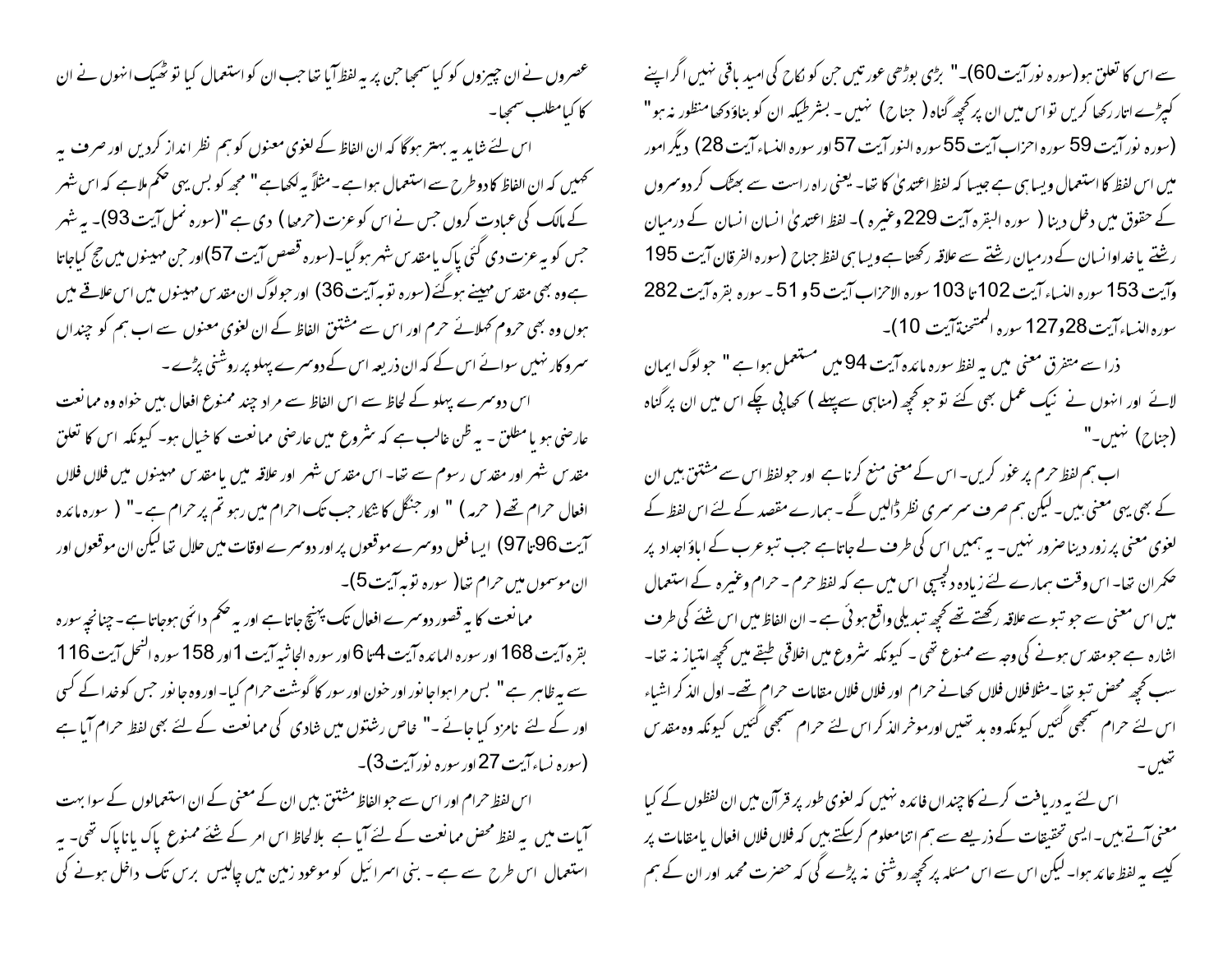سے اس کا تعلق ہو (سورہ نور آیت 60)۔" بڑی بوڑھی عورتیں جن کو نکاح کی امید باقی نہیں اگر اپنے کپڑے اتار رکھا کریں تو اس میں ان پر کچھ گناہ ( جناح) نہیں ۔ بشرطیکہ ان کو بناؤ دکھا منظور نہ ہو" (سورہ نور آیت 59 سورہ احزاب آیت 55 سورہ النور آیت 57 اور سورہ النساء آیت 28) دیگر امور میں اس لفظ کا استعمال ویسا ہی ہے جیسا کہ لفظ اعتدیٰ کا تھا۔ یعنی راہ راست سے بھٹک کر دوسروں کے حقوق میں دخل دینا ( سورہ البقرہ آیت 229 وغیرہ )۔ لفظ اعتدیٰ انسان انسان کے درمیان رشتے یا خدا اور انسان کے درمیان رشتے سے علاقہ رکھتا ہے ویسا ہی لفظ جناح (سورہ الفرقان آیت 195 وآیت 153 سورہ النساء آیت 102تا 103 سورہ الاحزاب آیت 5 و 51 ۔ سورہ بقرہ آیت 282 سورہ النساء آیت 28و127 سورہ الممتحنۃ آیت 10)۔

ذرا سے متفرق معنی میں یہ لفظ سورہ مائدہ آیت 94 میں مستعمل ہوا ہے " جو لوگ ایمان لائے اور انہوں نے نیک عمل بھی کئے تو جو کچھ (مناہی سے پہلے ) کھاپی چکے اس میں ان پر گناہ (جناح) نہیں۔"

اب ہم لفظ حرم پر غور کریں۔ اس کے معنی منع کرنا ہے اور جو لفظ اس سے مشتق ہیں ان کے بھی یہی معنی ہیں۔ لیکن ہم صرف سرسری نظر ڈالیں گے ۔ ہمارے مقصد کے لئے اس لفظ کے لغوی معنی پر زور دینا ضرور نہیں۔ یہ ہمیں اس کی طرف لے جاتا ہے جب تبو عرب کے اباؤ اجداد پر حکمران تھا۔ اس وقت ہمارے لئے زیادہ دلچسپی اس میں ہے کہ لفظ حرم ۔ حرام وغیرہ کے استعمال میں اس معنی سے جو تبو سے علاقہ رکھتے تھے کچھ تبدیلی واقع ہوئی ہے ۔ ان الفاظ میں اس شئے کی طرف اشارہ ہے جو مقدس ہونے کی وجہ سے ممنوع تھی ۔ کیونکہ شروع میں اخلاقی طبقے میں کچھ امتیاز نہ تھا۔ سب کچھ محض تبو تھا۔ مثلاً فلاں فلاں کھانے حرام اور فلاں فلاں مقامات حرام تھے۔ اول الذکر اشیاء اس لئے حرام سمجھی گئیں کیونکہ وہ بد تھیں اور موخر الذکر اس لئے حرام سمجھی گئیں کیونکہ وہ مقدس تھیں۔

اس لئے یہ دریافت کرنے کا چنداں فائدہ نہیں کہ لغوی طور پر قرآن میں ان لفظوں کے کیا معنی آتے ہیں۔ ایسی تحقیقات کے ذریعے سے ہم اتنا معلوم کرسکتے ہیں کہ فلاں فلاں افعال یا مقامات پر کیسے یہ لفظ عائد ہوا۔ لیکن اس سے اس مسئلہ پر کچھ روشنی نہ پڑے گی کہ حضرت محمد اور ان کے ہم عصروں نے ان چیزوں کو کیا سمجھا جن پر یہ لفظ آیا تھا جب ان کو استعمال کیا تو ٹھیک انہوں نے ان کا کیا مطلب سمجھا۔

اس لئے شاید یہ بہتر ہوگا کہ ان الفاظ کے لغوی معنوں کو ہم نظر انداز کردیں اور صرف یہ کہیں کہ ان الفاظ کا دو طرح سے استعمال ہوا ہے ۔ مثلاً یہ لکھا ہے " مجھ کو بس یہی حکم ملا ہے کہ اس شہر کے مالک کی عبادت کروں جس نے اس کو عزت (حرمھا ) دی ہے "(سورہ نمل آیت 93)۔ یہ شہر جس کو یہ عزت دی گئی پاک یا مقدس شہر ہو گیا۔(سورہ قصص آیت 57)اور جن مہینوں میں حج کیا جاتا ہے وہ بھی مقدس مہینے ہوگئے (سورہ توبہ آیت 36) اور جو لوگ ان مقدس مہینوں میں اس علاقے میں ہوں وہ بھی حروم کہلائے حرم اور اس سے مشتق الفاظ کے ان لغوی معنوں سے اب ہم کو چنداں سروکار نہیں سوائے اس کے کہ ان ذریعہ اس کے دوسرے پہلو پر روشنی پڑے ۔

اس دوسرے پہلو کے لحاظ سے اس الفاظ سے مراد چند ممنوع افعال ہیں خواہ وہ ممانعت عارضی ہو یا مطلق ۔ یہ ظن غالب ہے کہ شروع میں عارضی ممانعت کا خیال ہو۔ کیونکہ اس کا تعلق مقدس شہر اور مقدس رسوم سے تھا۔ اس مقدس شہر اور علاقہ میں یا مقدس مہینوں میں فلاں فلاں افعال حرام تھے( حرمہ ) " اور جنگل کا شکار جب تک احرام میں رہو تم پر حرام ہے ۔" ( سورہ مائدہ آیت 96تا97) ایسا فعل دوسرے موقعوں پر اور دوسرے اوقات میں حلال تھا لیکن ان موقعوں اور ان موسموں میں حرام تھا( سورہ توبہ آیت 5)۔

ممانعت کا یہ قصور دوسرے افعال تک پہنچ جاتا ہے اور یہ حکم دائمی ہوجاتا ہے ۔ چنانچہ سورہ بقرہ آیت 168 اور سورہ المائدہ آیت 4تا 6 اور سورہ الجاثیہ آیت 1 اور 158 سورہ النحل آیت 116 سے یہ ظاہر ہے " بس مرا ہوا جانور اور خون اور سور کا گوشت حرام کیا۔ اور وہ جانور جس کو خدا کے کسی اور کے لئے نامزد کیا جائے ۔" خاص رشتوں میں شادی کی ممانعت کے لئے بھی لفظ حرام آیا ہے (سورہ نساء آیت 27 اور سورہ نور آیت 3)۔

اس لفظ حرام اور اس سے جو الفاظ مشتق ہیں ان کے معنی کے ان استعمالوں کے سوا بہت آیات میں یہ لفظ محض ممانعت کے لئے آیا ہے بلا لحاظ اس امر کے شئے ممنوع پاک یا ناپاک تھی۔ یہ استعمال اس طرح سے ہے ۔ بنی اسرائیل کو موعود زمین میں چالیس برس تک داخل ہونے کی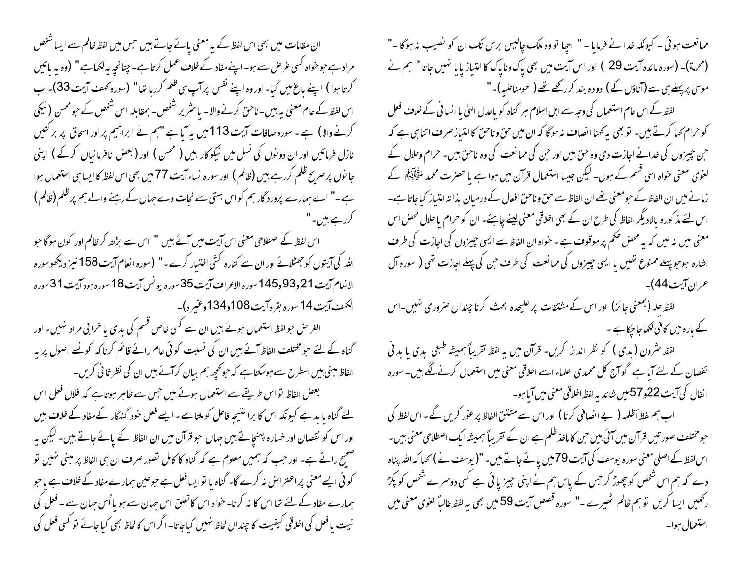ممانعت ہوئی ۔ کیونکہ خدا نے فرمایا ۔ " اچھا تو وہ ملک چالیس برس تک ان کو نصیب نہ ہوگا ۔" (محرمۃ)۔ (سورہ مائدہ آیت 29 ) اور اس آیت میں بھی پاک وناپاک کا امتیاز پایا نہیں جاتا " ہم نے موسیٰ پر پہلے ہی سے (آناؤں کے ) دودھ بند کررکھے تھے ( حومناعلیہ)۔"

لفظ کے اس عام استعمال کی وجہ سے اہل اسلام ہر گناہ کو یاعدل الہیٰ یا انسانی کے خلاف فعل کو حرام کہا کرتے ہیں۔ تو بھی یہ کہنا انصاف نہ ہوگا کہ ان میں حق وناحق کا امتیاز صرف اتنا ہی ہے کہ جن چیزوں کی خدا نے اجازت دی وہ حق ہیں اور جن کی ممانعت کی وہ ناحق ہیں۔ حرام وحلال کے لغوی معنی خواہ اسی قسم کے ہوں۔ لیکن جیسا استعمال قرآن میں ہوا ہے یا حضرت محمد ﷺ کے زمانے میں ان الفاظ کے جو معنی تھے ان الفاظ سے حق وناحق افعال کے درمیان بذاتہ امتیاز کیا جاتا ہے۔ اس لئے مذکورہ بالا دیگر الفاظ کی طرح ان کے بھی اخلاقی معنی لینے چاہئے۔ ان کو حرام یا حلال محض اس معنی میں نہ لیں کہ یہ محض حکم پر موقوف ہے ۔ خواہ ان الفاظ سے ایسی چیزوں کی اجازت کی طرف اشارہ ہو جو پہلے ممنوع تھیں یا ایسی چیزوں کی ممانعت کی طرف جن کی پہلے اجازت تھی ( سورہ آل عمران آیت 44)۔

لفظ حلہ (بمعنی جائز) اور اس کے مشتقات پر علیحدہ بحث کرنا چنداں ضروری نہیں۔ اس کے بارہ میں کافی لکھا جاچکا ہے ۔

لفظ سؔرون (بدی ) کو نظر انداز کریں۔ قرآن میں یہ لفظ تقریباً ہمیشہ طبعی بدی یا بدنی نقصان کے لئے آیا ہے گو آج کل محمدی علماء اسے اخلاقی معنی میں استعمال کرنے لگے ہیں۔ سورہ انفال کی آیت 22و57 میں شائد یہ لفظ اخلاقی معنی میں آیا ہو۔

اب ہم لفظ اَظلمہ ( بے انصافی کرنا ) اور اس سے مشتق الفاظ پر غور کریں گے ۔ اس لفظ کی جو مختلف صورتیں قرآن میں آئی ہیں جن کا ماخذ ظلم ہے ان کے تقریباً ہمیشہ ایک اصطلاحی معنی ہیں۔ اس لفظ کے اصلی معنی سورہ یوسف کی آیت 79 میں پائے جاتے ہیں۔ "(یوسف نے ) کہا کہ اللہ پناہ دے کہ ہم اس شخص کو چھوڑ کر جس کے پاس ہم نے اپنی چیز پائی ہے کسی دوسرے شخص کو پکڑ رکھیں ایسا کریں تو ہم ظالم ٹھیرے ۔" سورہ قصص آیت 59 میں بھی یہ لفظ غالباً لغوی معنی میں استعمال ہوا۔

ان مقامات میں بھی اس لفظ کے یہ معنی پائے جاتے ہیں جس میں لفظ ظالم سے ایسا شخص مراد ہے جو خواہ کسی غرض سے ہو۔ اپنے مفاد کے خلاف عمل کرتا ہے۔ چنانچہ یہ لکھا ہے " (وہ یہ باتیں کرتا ہوا ) اپنے باغ میں گیا۔ اور وہ اپنے نفس پر آپ ہی ظلم کررہا تھا" (سورہ کہف آیت 33)۔ اب اس لفظ کے عام معنی یہ ہیں۔ ناحق کرنے والا ۔ یا شریر شخص۔ بمقابلہ اس شخص کے جو محسن ( نیکی کرنے والا ) ہے ۔ سورہ صافات آیت 113 میں یہ آیا ہے "ہم نے ابراہیم پر اور اسحاق پر برکتیں نازل فرمائیں اور ان دونوں کی نسل میں نیکوکار ہیں ( محسن ) اور (بعض نافرمانیاں کرکے ) اپنی جانوں پر صریح ظلم کررہے ہیں (ظالم ) اور سورہ نساء آیت 77 میں بھی اس لفظ کا ایسا ہی استعمال ہوا ہے ۔" اے ہمارے پروردگار ہم کو اس بستی سے نجات دے جہاں کے رہنے والے ہم پر ظلم (ظالم ) کررہے ہیں۔"

اس لفظ کے اصطلاحی معنی اس آیت میں آئے ہیں " اس سے بڑھ کر ظالم اور کون ہوگا جو اللہ کی آیتوں کو جھٹلائے اور ان سے کنارہ کشی اختیار کرے ۔" (سورہ انعام آیت 158 نیز دیکھو سورہ الانعام آیت 21و93و145 سورہ الاعراف آیت 35 سورہ یونس آیت 18 سورہ ہود آیت 31 سورہ الکہف آیت 14 سورہ بقرہ آیت 108و134 وغیرہ)۔

الغرض جو لفظ استعمال ہوئے ہیں ان سے کسی خاص قسم کی بدی یا خرابی مراد نہیں۔ اور گناہ کے لئے جو مختلف الفاظ آئے ہیں ان کی نسبت کوئی عام رائے قائم کرنا کہ کونسے اصول پر یہ الفاظ مبنی ہیں اسطرح سے ہوسکتا ہے کہ جو کچھ ہم بیان کرآئے ہیں ان کی نظر ثانی کریں۔

بعض الفاظ تو اس طریقے سے استعمال ہوئے ہیں جس سے ظاہر ہوتا ہے کہ فلاں فعل اس لئے گناہ یا بد ہے کیونکہ اس کا برا نتیجہ فاعل کو ملتا ہے ۔ ایسے فعل خود گنہگار کے مفاد کے خلاف ہیں اور اس کو نقصان اور خسارہ پہنچاتے ہیں جہاں جو قرآن میں ان الفاظ کے پائے جاتے ہیں۔ لیکن یہ صحیح رائے ہے۔ اور جب کہ ہمیں معلوم ہے کہ گناہ کا کامل تصور صرف ان ہی الفاظ پر مبنی نہیں تو کوئی ایسے معنی پر اعتراض نہ کرے گا۔ گناہ یا تو ایسا فعل ہے جو عین ہمارے مفاد کے خلاف ہے یا جو ہمارے مفاد کے لئے تھا اس کا نہ کرنا۔ خواہ اس کا تعلق اس جہان سے ہو یا اُس جہان سے ۔ فعل کی نیت یا فعل کی اخلاقی کیفیت کا چنداں لحاظ نہیں کیا جاتا۔ اگر اس کا لحاظ بھی کیا جائے تو کسی فعل کی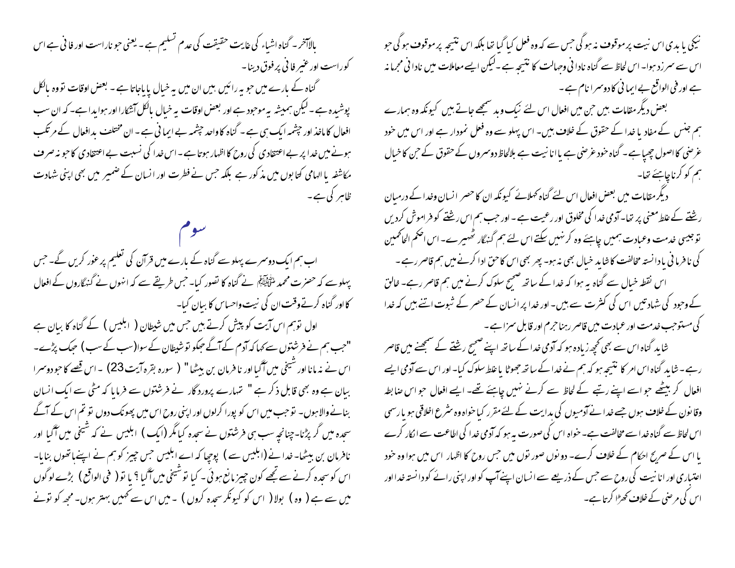نیکی یا بدی اس نیت پر موقوف نہ ہوگی جس سے کہ وہ فعل کیا گیا تھا بلکہ اس نتیجہ پر موقوف ہوگی جو اس سے سرزد ہوا۔ اس لحاظ سے گناہ نادانی وجہالت کا نتیجہ ہے۔لیکن ایسے معاملات میں نادانی مجرمانہ ہے اور فی الواقع بے ایمانی کا دوسرا نام ہے۔

بعض دیگر مقامات ہیں جن میں افعال اس لئے نیک وبد سمجھے جاتے ہیں کیونکہ وہ ہمارے ہم جنس کے مفاد یا خدا کے حقوق کے خلاف ہیں۔ اس پہلو سے وہ فعل نمودار ہے اور اس میں خود غرضی کا اصول چھپا ہے۔ گناہ خود غرضی ہے یا انانیت ہے بالحاظ دوسروں کے حقوق کے جن کا خیال ہم کو کرنا چاہیئے تھا۔

دیگر مقامات میں بعض افعال اس لئے گناہ کہلائے کیونکہ ان کا حصر انسان وخدا کے درمیان رشتے کے غلط معنی پر تھا۔ آدمی خدا کی مخلوق اور رعیت ہے۔ اور جب ہم اس رشتے کو فراموش کردیں توجیسی خدمت وعبادت ہمیں چاہیئے وہ کر نہیں سکتے اس لئے ہم گنہگار ٹھہیرے۔ اس احکم الحاکمین کی نافرمانی یادانستہ مخالفت کا شاید خیال بھی نہ ہو۔ پھر بھی اس کا حق ادا کرنے میں ہم قاصر رہے۔

اس نقطہ خیال سے گناہ یہ ہوا کہ خدا کے ساتھ صحیح سلوک کرنے میں ہم قاصر رہے۔ خالق کے وجود کی شہادتیں اس کی کثرت سے ہیں۔ اور خدا پر انسان کے حصر کے ثبوت اتنے ہیں کہ خدا کی مستوجب خدمت اور عبادت میں قاصر رہنا جرم اور قابل سزا ہے۔

شاید گناہ اس سے بھی کچھ زیادہ ہو کہ آدمی خدا کے ساتھ اپنے صحیح رشتے کے سمجھنے میں قاصر رہے۔ شاید گناہ اس امر کا نتیجہ ہو کہ ہم نے خدا کے ساتھ جھوٹا یا غلط سلوک کیا۔ اور اس سے آدمی ایسے افعال کر بیٹھے جو اسے اپنے رتبے کے لحاظ سے کرنے نہیں چاہیئے تھے۔ ایسے افعال جو اس ضابطہ وقانون کے خلاف ہوں جسے خدا نے آدمیوں کی ہدایت کے لئے مقرر کیا خواہ وہ شرع اخلاقی ہو یا رسمی اس لحاظ سے گناہ خدا سے مخالفت ہے۔ خواہ اس کی صورت یہ ہو کہ آدمی خدا کی اطاعت سے انکار کرے یا اس کے صریح احکام کے خلاف کرے۔ دونوں صورتوں میں جس روح کا اظہار اس میں ہوا وہ خود اعتباری اور انانیت کی روح ہے جس کے ذریعے سے انسان اپنے آپ کو اور اپنی رائے کو دانستہ خدا اور اس کی مرضی کے خلاف کھڑا کرتا ہے۔

بالآخر۔ گناہ اشیاء کی غایت حقیقت کی عدم تسلیم ہے۔ یعنی جو ناراست اور فانی ہے اس کو راست اور غیر فانی پر فوق دینا۔

گناہ کے بارے میں جو یہ رائیں ہیں ان میں یہ خیال پایا جاتا ہے۔ بعض اوقات تو وہ بالکل پوشیدہ ہے۔ لیکن ہمیشہ یہ موجود ہے اور بعض اوقات یہ خیال بالکل آشکارا اور ہویدا ہے۔ کہ ان سب افعال کا ماخذ اور چشمہ ایک ہی ہے۔ گناہ کا واحد چشمہ بے ایمانی ہے۔ ان مختلف بدافعال کے مرتکب ہونے میں خدا پر بے اعتقادی کی روح کا اظہار ہوتا ہے۔ اس خدا کی نسبت بے اعتقادی کا جو نہ صرف مکاشفہ یا الہامی کتابوں میں مذکور ہے بلکہ جس نے فطرت اور انسان کے ضمیر میں بھی اپنی شہادت ظاہر کی ہے۔

## سوم

اب ہم ایک دوسرے پہلو سے گناہ کے بارے میں قرآن کی تعلیم پر غور کریں گے۔ جس پہلو سے کہ حضرت محمد ﷺ نے گناہ کا تصور کیا۔ جس طریقے سے کہ انہوں نے گنہگاروں کے افعال کا اور گناہ کرتے وقت ان کی نیت واحساس کا بیان کیا۔

اول توہم اس آیت کو پیش کرتے ہیں جس میں شیطان ( ابلیس ) کے گناہ کا بیان ہے "جب ہم نے فرشتوں سے کہا کہ آدم کے آگے جھکو تو شیطان کے سوا(سب کے سب) جھک پڑے۔ اس نے نہ مانا اور شیخی میں آگیا اور نافرمان بن بیٹھا" ( سورہ بقرہ آیت 23) ۔ اس قصے کا جو دوسرا بیان ہے وہ بھی قابل ذکر ہے " تمہارے پروردگار نے فرشتوں سے فرمایا کہ مٹی سے ایک انسان بنانے والا ہوں۔ توجب میں اس کو پورا کرلوں اور اپنی روح اس میں پھونک دوں تو تم اس کے آگے سجدہ میں گر پڑنا۔چنانچہ سب ہی فرشتوں نے سجدہ کیا مگر (ایک) ابلیس نے کہ شیخی میں آگیا اور نافرمان بن بیٹھا۔ خدا نے (ابلیس سے) پوچھا کہ اے ابلیس جس چیز کو ہم نے اپنے ہاتھوں بنایا۔ اس کو سجدہ کرنے سے تجھے کون چیز مانع ہوئی۔ کیا توشیخی میں آگیا ؟ یا تو ( فی الواقع ) بڑے لوگوں میں سے ہے ( وہ ) بولا ( اس کو کیونکر سجدہ کروں ) ۔ میں اس سے کہیں بہتر ہوں۔ مجھ کو تونے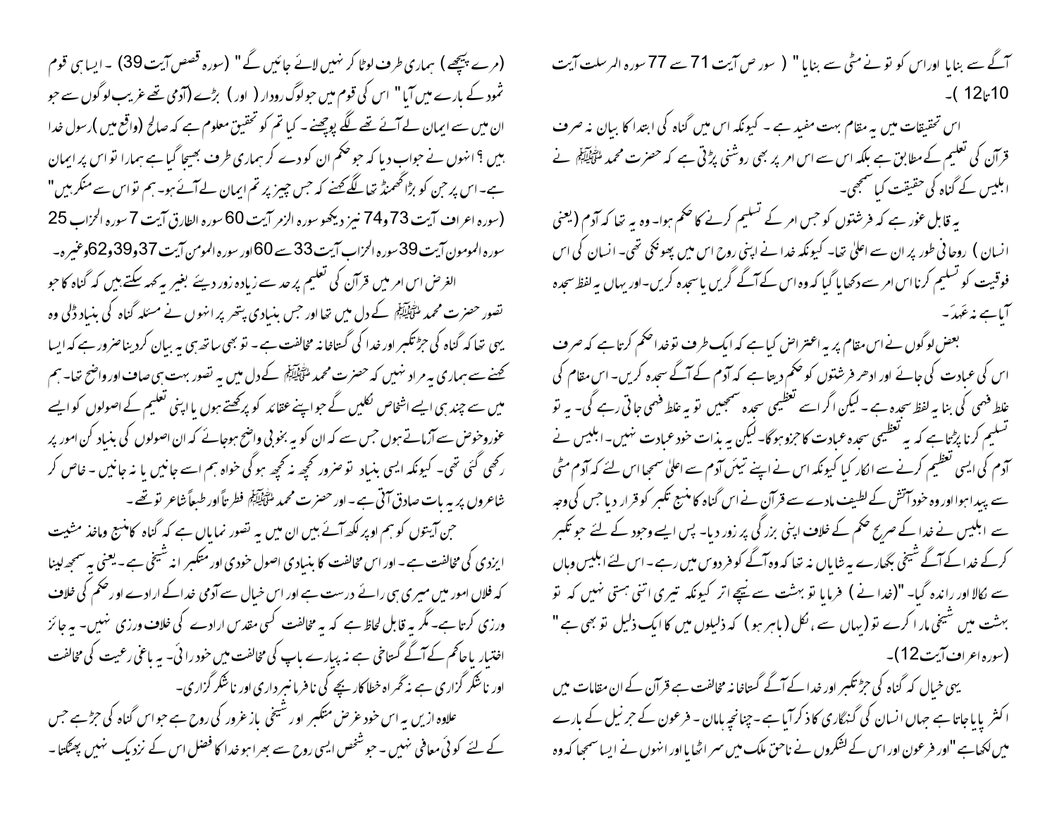آگے سے بنایا اور اس کو تو نے مٹی سے بنایا" ( سور ص آیت 71 سے 77 سورہ المرسلت آیت 10تا12 )۔

اس تحقیقات میں یہ مقام بہت مفید ہے ۔ کیونکہ اس میں گناہ کی ابتدا کا بیان نہ صرف قرآن کی تعلیم کے مطابق ہے بلکہ اس سے اس امر پر بھی روشنی پڑتی ہے کہ حضرت محمد ﷺ نے ابلیس کے گناہ کی حقیقت کیا سمجھی۔

یہ قابل غور ہے کہ فرشتوں کو جس امر کے تسلیم کرنے کا حکم ہوا۔ وہ یہ تھا کہ آدم (یعنی انسان ) روحانی طور پر ان سے اعلیٰ تھا۔ کیونکہ خدا نے اپنی روح اس میں پھونکی تھی۔ انسان کی اس فوقیت کو تسلیم کرنا اس امر سے دکھایا گیا کہ وہ اس کے آگے گریں یا سجدہ کریں۔اور یہاں یہ لفظ سجدہ آیا ہے نہ عَبَدَ۔

بعض لوگوں نے اس مقام پر یہ اعتراض کیا ہے کہ ایک طرف تو خدا حکم کرتا ہے کہ صرف اس کی عبادت کی جائے اور ادھر فرشتوں کو حکم دیتا ہے کہ آدم کے آگے سجدہ کریں۔ اس مقام کی غلط فہمی کی بنا یہ لفظ سجدہ ہے ۔ لیکن اگر اسے تعظیمی سجدہ سمجھیں تو یہ غلط فہمی جاتی رہے گی۔ یہ تو تسلیم کرنا پڑتا ہے کہ یہ تعظیمی سجدہ عبادت کا جزو ہوگا۔ لیکن یہ بذات خود عبادت نہیں۔ ابلیس نے آدم کی ایسی تعظیم کرنے سے انکار کیا کیونکہ اس نے اپنے تیئں آدم سے اعلیٰ سمجھا اس لئے کہ آدم مٹی سے پیدا ہوا اور وہ خود آتش کے لطیف مادے سے قرآن نے اس گناہ کا منبع تکبر کو قرار دیا جس کی وجہ سے ابلیس نے خدا کے صریح حکم کے خلاف اپنی بزرگی پر زور دیا۔ پس ایسے وجود کے لئے جو تکبر کرکے خدا کے آگے شیخی بگھارے یہ شایاں نہ تھا کہ وہ آگے کو فردوس میں رہے ۔ اس لئے ابلیس وہاں سے نکالا اور راندہ گیا۔ "(خدا نے ) فرمایا تو بہشت سے نیچے اتر کیونکہ تیری اتنی ہستی نہیں کہ تو بہشت میں شیخی مارا کرے تو (یہاں سے ،نکل (باہر ہو ) کہ ذلیلوں میں کا ایک ذلیل تو بھی ہے " (سورہ اعراف آیت 12)۔

یہی خیال کہ گناہ کی جڑ تکبر اور خدا کے آگے گستاخانہ مخالفت ہے قرآن کے ان مقامات میں اکثر پایا جاتا ہے جہاں انسان کی گنہگاری کا ذکر آیا ہے ۔چنانچہ ہامان ۔ فرعون کے جرنیل کے بارے میں لکھا ہے "اور فرعون اور اس کے لشکروں نے ناحق ملک میں سر اٹھایا اور انہوں نے ایسا سمجھا کہ وہ (مرے پیچھے ) ہماری طرف لوٹا کر نہیں لائے جائیں گے" (سورہ قصص آیت 39) ۔ ایسا ہی قوم ثمود کے بارے میں آیا" اس کی قوم میں جو لوگ رودار ( اور ) بڑے (آدمی تھے غریب لوگوں سے جو ان میں سے ایمان لے آئے تھے لگے پوچھنے ۔ کیا تم کو تحقیق معلوم ہے کہ صالح (واقع میں )رسول خدا ہیں ؟ انہوں نے جواب دیا کہ جو حکم ان کو دے کر ہماری طرف بھیجا گیا ہے ہمارا تو اس پر ایمان ہے۔ اس پر جن کو بڑا گھمنڈ تھا لگے کہنے کہ جس چیز پر تم ایمان لے آئے ہو۔ ہم تو اس سے منکر ہیں" (سورہ اعراف آیت 73 و74 نیز دیکھو سورہ الزمر آیت 60 سورہ الطارق آیت 7 سورہ الحزاب 25 سورہ المومون آیت 39 سورہ الحزاب آیت 33 سے 60 اور سورہ المومن آیت 37و39 و62وغیرہ۔

الغرض اس امر میں قرآن کی تعلیم پر حد سے زیادہ زور دیئے بغیر یہ کہہ سکتے ہیں کہ گناہ کا جو تصور حضرت محمد ﷺ کے دل میں تھا اور جس بنیادی پتھر پر انہوں نے مسئلہ گناہ کی بنیاد ڈلی وہ یہی تھا کہ گناہ کی جڑ تکبر اور خدا کی گستاخانہ مخالفت ہے ۔ تو بھی ساتھ ہی یہ بیان کردینا ضرور ہے کہ ایسا کہنے سے ہماری یہ مراد نہیں کہ حضرت محمد ﷺ کے دل میں یہ تصور بہت ہی صاف اور واضح تھا۔ ہم میں سے چند ہی ایسے اشخاص نکلیں گے جو اپنے عقائد کو پرکھتے ہوں یا اپنی تعلیم کے اصولوں کو ایسے غور وخوض سے آزماتے ہوں جس سے کہ ان کو یہ بخوبی واضح ہوجائے کہ ان اصولوں کی بنیاد کن امور پر رکھی گئی تھی۔ کیونکہ ایسی بنیاد تو ضرور کچھ نہ کچھ ہوگی خواہ ہم اسے جانیں یا نہ جانیں ۔ خاص کر شاعروں پر یہ بات صادق آتی ہے ۔ اور حضرت محمد ﷺ فطرتاً اور طبعاً شاعر تو تھے ۔

جن آیتوں کو ہم اوپر لکھ آئے ہیں ان میں یہ تصور نمایاں ہے کہ گناہ کا منبع وماخذ مشیت ایزدی کی مخالفت ہے ۔ اور اس مخالفت کا بنیادی اصول خودی اور متکبر انہ شیخی ہے ۔یعنی یہ سمجھ لینا کہ فلاں امور میں میری ہی رائے درست ہے اور اس خیال سے آدمی خدا کے ارادے اور حکم کی خلاف ورزی کرتا ہے۔ مگر یہ قابل لحاظ ہے کہ یہ مخالفت کسی مقدس ارادے کی خلاف ورزی نہیں۔ یہ جائز اختیار یا حاکم کے آگے گستاخی ہے نہ پیارے باپ کی مخالفت میں خود رائی۔ یہ باغی رعیت کی مخالفت اور ناشکر گزاری ہے نہ گمراہ خطا کار بچے کی نافرمانبرداری اور ناشکر گزاری۔

علاوہ ازیں یہ اس خود غرض متکبر اور شیخی باز غرور کی روح ہے جو اس گناہ کی جڑ ہے جس کے لئے کوئی معافی نہیں ۔ جو شخص ایسی روح سے بھرا ہو خدا کا فضل اس کے نزدیک نہیں پھٹکتا ۔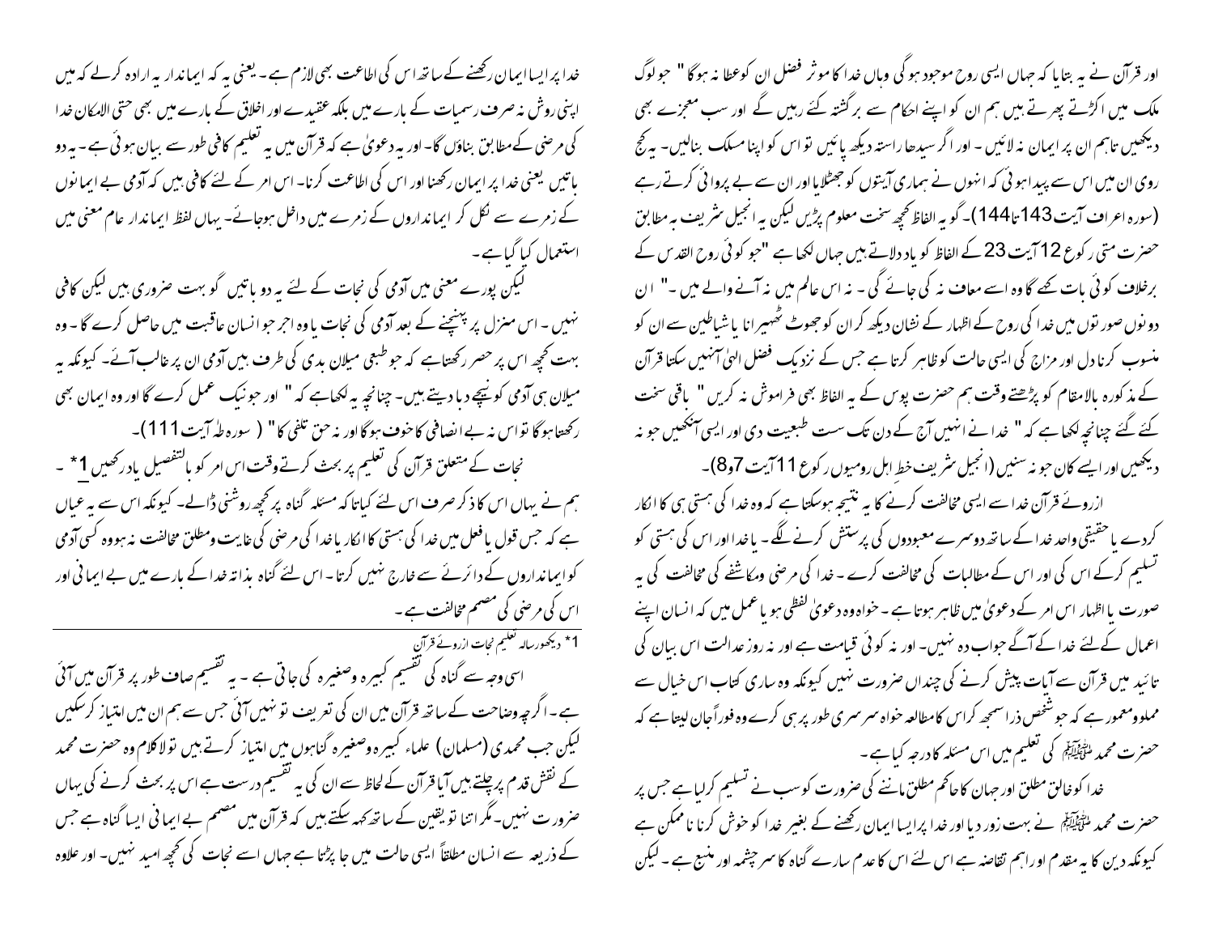اور قرآن نے یہ بتایا کہ جہاں ایسی روح موجود ہوگی وہاں خدا کا موثر فضل ان کو عطا نہ ہوگا " جو لوگ ملک میں اکڑتے پھرتے ہیں ہم ان کو اپنے احکام سے برگشتہ کئے رہیں گے اور سب معجزے بھی دیکھیں تاہم ان پر ایمان نہ لائیں ۔ اور اگر سیدھا راستہ دیکھ پائیں تو اس کو اپنا مسلک بنالیں۔ یہ کج روی ان میں اس سے پیدا ہوئی کہ انہوں نے ہماری آیتوں کو جھٹلایا اور ان سے بے پروائی کرتے رہے (سورہ اعراف آیت 143تا144)۔ گو یہ الفاظ کچھ سخت معلوم پڑیں لیکن یہ انجیل شریف بہ مطابق حضرت متی رکوع 12 آیت 23 کے الفاظ کو یاد دلاتے ہیں جہاں لکھا ہے "جو کوئی روح القدس کے برخلاف کوئی بات کہے گا وہ اسے معاف نہ کی جائے گی ۔ نہ اس عالم میں نہ آنے والے میں ۔" ان دونوں صورتوں میں خدا کی روح کے اظہار کے نشان دیکھ کر ان کو جھوٹ ٹھیرانا یا شیاطین سے ان کو منسوب کرنا دل اور مزاج کی ایسی حالت کو ظاہر کرتا ہے جس کے نزدیک فضل الہیٰ آنہیں سکتا قرآن کے مذکورہ بالامقام کو پڑھتے وقت ہم حضرت پوس کے یہ الفاظ بھی فراموش نہ کریں " باقی سخت کئے گئے چنانچہ لکھا ہے کہ " خدا نے انہیں آج کے دن تک سست طبیعت دی اور ایسی آنکھیں جو نہ دیکھیں اور ایسے کان جو نہ سنیں (انجیل شریف خط اہل رومیوں رکوع 11 آیت 7و8)۔

ازروئے قرآن خدا سے ایسی مخالفت کرنے کا یہ نتیجہ ہوسکتا ہے کہ وہ خدا کی ہستی ہی کا انکار کردے یا حقیقی واحد خدا کے ساتھ دوسرے معبودوں کی پرستش کرنے لگے ۔ یا خدا اور اس کی ہستی کو تسلیم کرکے اس کی اور اس کے مطالبات کی مخالفت کرے ۔ خدا کی مرضی ومکاشفے کی مخالفت کی یہ صورت یا اظہار اس امر کے دعویٰ میں ظاہر ہوتا ہے ۔ خواہ وہ دعویٰ لفظی ہو یا عمل میں کہ انسان اپنے اعمال کے لئے خدا کے آگے جواب دہ نہیں ۔ اور نہ کوئی قیامت ہے اور نہ روز عدالت اس بیان کی تائید میں قرآن سے آیات پیش کرنے کی چنداں ضرورت نہیں کیونکہ وہ ساری کتاب اس خیال سے مملوومعمور ہے کہ جو شخص ذرا سمجھ کر اس کا مطالعہ خواہ سرسری طور پر ہی کرے وہ فوراً جان لیتا ہے کہ حضرت محمد ﷺ کی تعلیم میں اس مسئلہ کا درجہ کیا ہے ۔

خدا کو خالق مطلق اور جہان کا حاکم مطلق ماننے کی ضرورت کو سب نے تسلیم کرلیا ہے جس پر حضرت محمد ﷺ نے بہت زور دیا اور خدا پر ایسا ایمان رکھنے کے بغیر خدا کو خوش کرنا ناممکن ہے کیونکہ دین کا یہ مقدم اور اہم تقاضہ ہے اس لئے اس کا عدم سارے گناہ کا سرچشمہ اور منبع ہے ۔ لیکن خدا پر ایسا ایمان رکھنے کے ساتھ اس کی اطاعت بھی لازم ہے ۔ یعنی یہ کہ ایماندار یہ ارادہ کرلے کہ میں اپنی روش نہ صرف رسمیات کے بارے میں بلکہ عقیدے اور اخلاق کے بارے میں بھی حتی الامکان خدا کی مرضی کے مطابق بناؤں گا۔ اور یہ دعویٰ ہے کہ قرآن میں یہ تعلیم کافی طور سے بیان ہوئی ہے ۔ یہ دو باتیں یعنی خدا پر ایمان رکھنا اور اس کی اطاعت کرنا۔ اس امر کے لئے کافی ہیں کہ آدمی بے ایمانوں کے زمرے سے نکل کر ایمانداروں کے زمرے میں داخل ہوجائے۔ یہاں لفظ ایماندار عام معنی میں استعمال کیا گیا ہے ۔

لیکن پورے معنی میں آدمی کی نجات کے لئے یہ دو باتیں گو بہت ضروری ہیں لیکن کافی نہیں ۔ اس منزل پر پہنچنے کے بعد آدمی کی نجات یا وہ اجر جو انسان عاقبت میں حاصل کرے گا ۔ وہ بہت کچھ اس پر حصر رکھتاہے کہ جو طبعی میلان بدی کی طرف ہیں آدمی ان پر غالب آئے۔ کیونکہ یہ میلان ہی آدمی کو نیچے دبا دیتے ہیں۔ چنانچہ یہ لکھاہے کہ " اور جو نیک عمل کرے گا اور وہ ایمان بھی رکھتا ہوگا تو اس نہ بے انصافی کا خوف ہوگا اور نہ حق تلفی کا" ( سورہ طہٰ آیت 111)۔

نجات کے متعلق قرآن کی تعلیم پر بحث کرتے وقت اس امر کو بالتفصیل یاد رکھیں 1* ۔ ہم نے یہاں اس کا ذکر صرف اس لئے کیاتا کہ مسئلہ گناہ پر کچھ روشنی ڈالے۔ کیونکہ اس سے یہ عیاں ہے کہ جس قول یا فعل میں خدا کی ہستی کا انکار یا خدا کی مرضی کی غایت ومطلق مخالفت نہ ہووہ کسی آدمی کو ایمانداروں کے دائرے سے خارج نہیں کرتا ۔ اس لئے گناہ بذاتہ خدا کے بارے میں بے ایمانی اور اس کی مرضی کی مصمم مخالفت ہے ۔

---

1* دیکھو رسالہ تعلیم نجات ازروئے قرآن

اسی وجہ سے گناہ کی تقسیم کبیرہ وصغیرہ کی جاتی ہے ۔ یہ تقسیم صاف طور پر قرآن میں آئی ہے ۔ اگرچہ وضاحت کے ساتھ قرآن میں ان کی تعریف تو نہیں آئی جس سے ہم ان میں امتیاز کرسکیں لیکن جب محمدی (مسلمان) علماء کبیرہ وصغیرہ گناہوں میں امتیاز کرتے ہیں تو لاکلام وہ حضرت محمد کے نقش قدم پر چلتے ہیں آیا قرآن کے لحاظ سے ان کی یہ تقسیم درست ہے اس پر بحث کرنے کی یہاں ضرورت نہیں۔ مگر اتنا تو یقین کے ساتھ کہہ سکتے ہیں کہ قرآن میں مصمم بے ایمانی ایسا گناہ ہے جس کے ذریعہ سے انسان مطلقاً ایسی حالت میں جا پڑتا ہے جہاں اسے نجات کی کچھ امید نہیں۔ اور علاوہ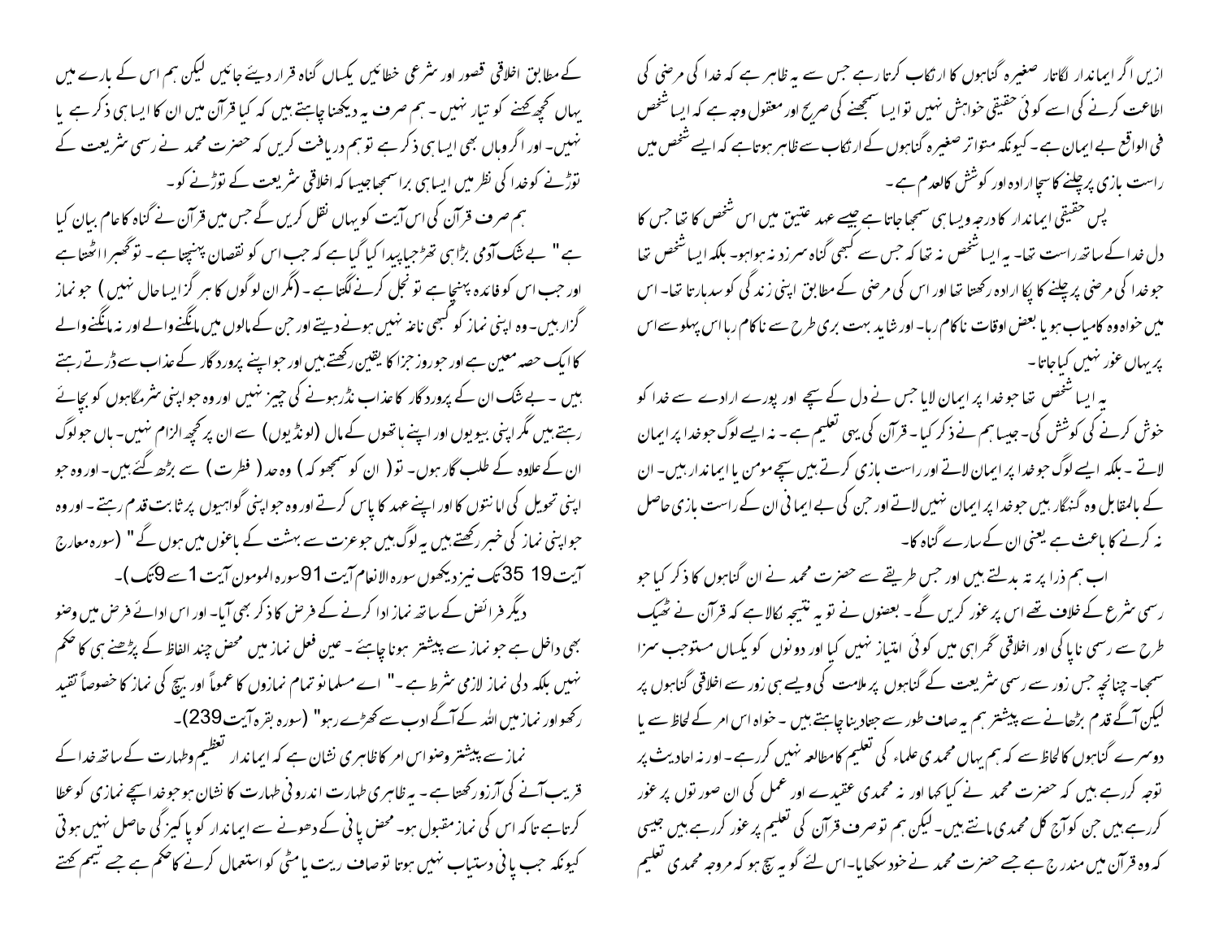ازیں اگر ایماندار لگاتار صغیرہ گناہوں کا ارتکاب کرتا رہے جس سے یہ ظاہر ہے کہ خدا کی مرضی کی اطاعت کرنے کی اسے کوئی حقیقی خواہش نہیں تو ایسا سمجھنے کی صریح اور معقول وجہ ہے کہ ایسا شخص فی الواقع بے ایمان ہے۔ کیونکہ متواتر صغیرہ گناہوں کے ارتکاب سے ظاہر ہوتا ہے کہ ایسے شخص میں راست بازی پر چلنے کا سچا ارادہ اور کوشش کالعدم ہے۔

پس حقیقی ایماندار کا درجہ ویسا ہی سمجھا جاتا ہے جیسے عہد عتیق میں اس شخص کا تھا جس کا دل خدا کے ساتھ راست تھا۔ یہ ایسا شخص نہ تھا کہ جس سے کبھی گناہ سرزد نہ ہوا ہو۔ بلکہ ایسا شخص تھا جو خدا کی مرضی پر چلنے کا پکا ارادہ رکھتا تھا اور اس کی مرضی کے مطابق اپنی زندگی کو سدھارتا تھا۔ اس میں خواہ وہ کامیاب ہو یا بعض اوقات ناکام رہا۔ اور شاید بہت بری طرح سے ناکام رہا اس پہلو سے اس پر یہاں غور نہیں کیا جاتا۔

یہ ایسا شخص تھا جو خدا پر ایمان لایا جس نے دل کے سچے اور پورے ارادے سے خدا کو خوش کرنے کی کوشش کی۔ جیسا ہم نے ذکر کیا۔ قرآن کی یہی تعلیم ہے۔ نہ ایسے لوگ جو خدا پر ایمان لاتے۔ بلکہ ایسے لوگ جو خدا پر ایمان لاتے اور راست بازی کرتے ہیں سچے مومن یا ایماندار ہیں۔ ان کے بالمقابل وہ گنہگار ہیں جو خدا پر ایمان نہیں لاتے اور جن کی بے ایمانی ان کے راست بازی حاصل نہ کرنے کا باعث ہے یعنی ان کے سارے گناہ کا۔

اب ہم ذرا پر تہ بدلتے ہیں اور جس طریقے سے حضرت محمد نے ان گناہوں کا ذکر کیا جو رسمی شرع کے خلاف تھے اس پر غور کریں گے۔ بعضوں نے تو یہ نتیجہ نکالا ہے کہ قرآن نے ٹھیک طرح سے رسمی ناپاکی اور اخلاقی گمراہی میں کوئی امتیاز نہیں کیا اور دونوں کو یکساں مستوجب سزا سمجھا۔ چنانچہ جس زور سے رسمی شریعت کے گناہوں پر ملامت کی ویسے ہی زور سے اخلاقی گناہوں پر لیکن آگے قدم بڑھانے سے پیشتر ہم یہ صاف طور سے جتادینا چاہتے ہیں۔ خواہ اس امر کے لحاظ سے یا دوسرے گناہوں کا لحاظ سے کہ ہم یہاں محمدی علماء کی تعلیم کا مطالعہ نہیں کر رہے۔ اور نہ احادیث پر توجہ کر رہے ہیں کہ حضرت محمد نے کیا کہا اور نہ محمدی عقیدے اور عمل کی ان صورتوں پر غور کر رہے ہیں جن کو آج کل محمدی مانتے ہیں۔ لیکن ہم تو صرف قرآن کی تعلیم پر غور کر رہے ہیں جیسی کہ وہ قرآن میں مندرج ہے جسے حضرت محمد نے خود سکھایا۔ اس لئے گو یہ سچ ہو کہ مروجہ محمدی تعلیم

کے مطابق اخلاقی قصور اور شرعی خطائیں یکساں گناہ قرار دیئے جائیں لیکن ہم اس کے بارے میں یہاں کچھ کہنے کو تیار نہیں۔ ہم صرف یہ دیکھنا چاہتے ہیں کہ کیا قرآن میں ان کا ایسا ہی ذکر ہے یا نہیں۔ اور اگر وہاں بھی ایسا ہی ذکر ہے تو ہم دریافت کریں کہ حضرت محمد نے رسمی شریعت کے توڑنے کو خدا کی نظر میں ایسا ہی برا سمجھا جیسا کہ اخلاقی شریعت کے توڑنے کو۔

ہم صرف قرآن کی اس آیت کو یہاں نقل کریں گے جس میں قرآن نے گناہ کا عام بیان کیا ہے " بے شک آدمی بڑا ہی تھڑ جیا پیدا کیا گیا ہے کہ جب اس کو نقصان پہنچتا ہے۔ تو گھبرا اٹھتا ہے اور جب اس کو فائدہ پہنچا ہے تو بخل کرنے لگتا ہے۔ (مگر ان لوگوں کا ہر گز ایسا حال نہیں ) جو نماز گزار ہیں۔ وہ اپنی نماز کو کبھی ناغہ نہیں ہونے دیتے اور جن کے مالوں میں مانگنے والے اور نہ مانگنے والے کا ایک حصہ معین ہے اور جو روز جزا کا یقین رکھتے ہیں اور جو اپنے پروردگار کے عذاب سے ڈرتے رہتے ہیں۔ بے شک ان کے پروردگار کا عذاب نڈر ہونے کی چیز نہیں اور وہ جو اپنی شرمگاہوں کو بچائے رہتے ہیں مگر اپنی بیویوں اور اپنے ہاتھوں کے مال (لونڈیوں) سے ان پر کچھ الزام نہیں۔ ہاں جو لوگ ان کے علاوہ کے طلب گار ہوں۔ تو ( ان کو سمجھو کہ ) وہ حد ( فطرت ) سے بڑھ گئے ہیں۔ اور وہ جو اپنی تحویل کی امانتوں کا اور اپنے عہد کا پاس کرتے اور وہ جو اپنی گواہیوں پر ثابت قدم رہتے۔ اور وہ جو اپنی نماز کی خبر رکھتے ہیں یہ لوگ ہیں جو عزت سے بہشت کے باغوں میں ہوں گے " (سورہ معارج آیت 19 35 تک نیز دیکھوں سورہ الانعام آیت 91 سورہ المومون آیت 1 سے 9 تک)۔

دیگر فرائض کے ساتھ نماز ادا کرنے کے فرض کا ذکر بھی آیا۔ اور اس ادائے فرض میں وضو بھی داخل ہے جو نماز سے پیشتر ہونا چاہئے۔ عین فعل نماز میں محض چند الفاظ کے پڑھنے ہی کا حکم نہیں بلکہ دلی نماز لازمی شرط ہے۔" اے مسلمانو تمام نمازوں کا عموماً اور بیچ کی نماز کا خصوصاً تقید رکھو اور نماز میں اللہ کے آگے ادب سے کھڑے رہو" (سورہ بقرہ آیت 239)۔

نماز سے پیشتر وضو اس امر کا ظاہری نشان ہے کہ ایماندار تعظیم وطہارت کے ساتھ خدا کے قریب آنے کی آرزو رکھتا ہے۔ یہ ظاہری طہارت اندرونی طہارت کا نشان ہو جو خدا سچے نمازی کو عطا کرتا ہے تاکہ اس کی نماز مقبول ہو۔ محض پانی کے دھونے سے ایماندار کو پاکیزگی حاصل نہیں ہوتی کیونکہ جب پانی دستیاب نہیں ہوتا تو صاف ریت یا مٹی کو استعمال کرنے کا حکم ہے جسے تیمم کہتے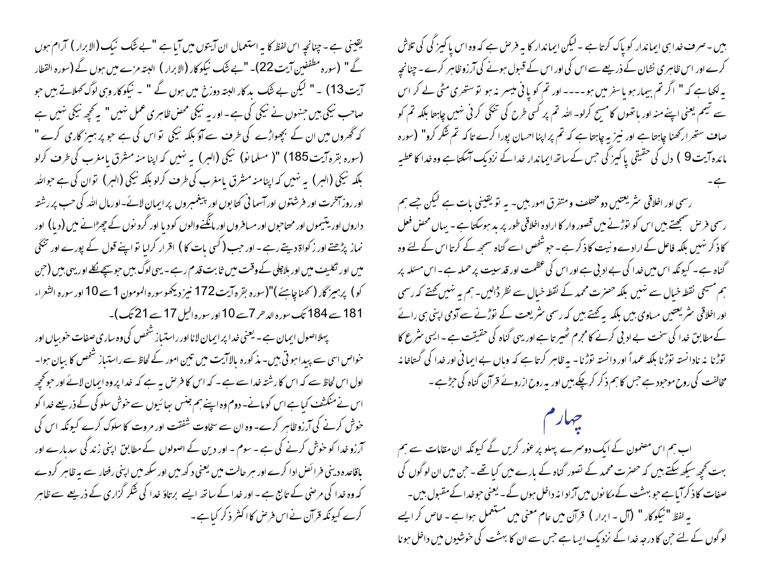ہیں ۔ صرف خدا ہی ایماندار کو پاک کرتا ہے ۔ لیکن ایماندار کا یہ فرض ہے کہ وہ اس پاکیزگی کی تلاش کرے اور اس ظاہری نشان کے ذریعے سے اس کی اور اس کے قبول ہونے کی آرزو ظاہر کرے ۔ چنانچہ یہ لکھا ہے کہ " اگر تم بیمار ہو یا سفر میں ہو۔۔۔۔ اور تم کو پانی میسر نہ ہو تو ستھری مٹی لے کر اس سے تیمم یعنی اپنے منہ اور ہاتھوں کا مسح کرلو۔ اللہ تم پر کسی طرح کی تنگی کرنی نہیں چاہتا بلکہ تم کو صاف ستھرا رکھنا چاہتا ہے اور نیز یہ چاہتا ہے کہ تم پر اپنا احسان پورا کرے تاکہ تم شکر کرو" (سورہ مائدہ آیت 9 ) دل کی حقیقی پاکیزگی جس کے ساتھ ایماندار خدا کے نزدیک آسکتا ہے وہ خدا کا عطیہ ہے ۔

رسمی اور اخلاقی شریعتیں دو مختلف و متفرق امور ہیں۔ یہ تو یقینی بات ہے لیکن جسے ہم رسمی فرض سمجھتے ہیں اس کو توڑنے میں قصوروار کا ارادہ اخلاقی طور پر بد ہوسکتا ہے ۔ یہاں محض فعل کا ذکر نہیں بلکہ فاعل کے ارادے و نیت کا ذکر ہے ۔ جو شخص اسے گناہ سمجھ کے کرتا اس کے لئے وہ گناہ ہے ۔ کیونکہ اس میں خدا کی بے ادبی ہے اور اس کی عظمت اور قدسیت پر حملہ ہے ۔ اس مسئلہ پر ہم مسیحی نقطہ خیال سے نہیں بلکہ حضرت محمد کے نقطہ خیال سے نظر ڈالیں۔ ہم یہ نہیں کہتے کہ رسمی اور اخلاقی شریعتیں مساوی ہیں بلکہ یہ کہتے ہیں کہ رسمی شریعت کے توڑنے سے آدمی اپنی ہی رائے کے مطابق خدا کی سخت بے ادبی کرنے کا مجرم ٹھیرتا ہے اور یہی گناہ کی حقیقت ہے ۔ ایسی شرع کا توڑنا نہ نادانستہ توڑنا بلکہ عمداً اور دانستہ توڑنا ۔ یہ ظاہر کرتا ہے کہ وہاں بے ایمانی اور خدا کی گستاخانہ مخالفت کی روح موجود ہے جس کا ہم ذکر کرچکے ہیں اور یہ روح ازروئے قرآن گناہ کی جڑ ہے ۔

## چہارم

اب ہم اس مضمون کے ایک دوسرے پہلو پر غور کریں گے کیونکہ ان مقامات سے ہم بہت کچھ سیکھ سکتے ہیں کہ حضرت محمد کے تصور گناہ کے بارے میں کیا تھے ۔ جن میں ان لوگوں کی صفات کا ذکر آیا ہے جو بہشت کے مکانوں میں آزادانہ داخل ہوں گے ۔ یعنی جو خدا کے مقبول ہیں۔

یہ لفظ "نیکوکار" (آل ۔ ابرار ) قرآن میں عام معنی میں مستعمل ہوا ہے ۔ خاص کر ایسے لوگوں کے لئے جن کا درجہ خدا کے نزدیک ایسا ہے جس سے ان کا بہشت کی خوشیوں میں داخل ہونا یقینی ہے ۔ چنانچہ اس لفظ کا یہ استعمال ان آیتوں میں آیا ہے "بے شک نیک (الابرار ) آرام ہوں گے " (سورہ مطففین آیت 22)۔ "بے شک نیکوکار (الابرار ) البتہ مزے میں ہوں گے (سورہ القطار آیت 13) ۔ " لیکن بے شک بدکار البتہ دوزخ میں ہوں گے " ۔ نیکوکار وہی لوگ کہلاتے ہیں جو صاحب نیکی ہیں جنہوں نے نیکی کی ہے ۔ اور یہ نیکی محض ظاہری عمل نہیں" یہ کچھ نیکی نہیں ہے کہ گھروں میں ان کے پچھواڑے کی طرف سے آؤ بلکہ نیکی تو اس کی ہے جو پرہیزگاری کرے " (سورہ بقرہ آیت 185) "( مسلمانو) نیکی (البر ) یہ نہیں کہ اپنا منہ مشرق یا مغرب کی طرف کرلو بلکہ نیکی (البر ) یہ نہیں کہ اپنا منہ مشرق یا مغرب کی طرف کرلو بلکہ نیکی (البر ) تو ان کی ہے جو اللہ اور روز آخرت اور فرشتوں اور آسمانی کتابوں اور پیغمبروں پر ایمان لائے۔ اور مال اللہ کی حب پر رشتہ داروں اور یتیموں اور محتاجوں اور مسافروں اور مانگنے والوں کو دیا اور گردنوں کے چھڑانے میں (دیا) اور نماز پڑھتے اور زکواۃ دیتے رہے ۔ اور جب (کسی بات کا ) اقرار کرلیا تو اپنے قول کے پورے اور تنگی میں اور تکلیف میں اور ہلاچلی کے وقت میں ثابت قدم رہے ۔ یہی لوگ ہیں جو سچے نکلے اور یہی ہیں (جن کو) پرہیزگار (کہنا چاہیئے )"(سورہ بقرہ آیت 172 نیز دیکھو سورہ المومون 1 سے 10 اور سورہ الشعراء 181 سے 184 تک سورہ الدھر 7 سے 10 اور سورہ الیل 17 سے 21 تک)۔

پہلا اصول ایمان ہے ۔ یعنی خدا پر ایمان لانا اور راستباز شخص کی وہ ساری صفات خوبیاں اور خواص اسی سے پیدا ہوتی ہیں۔ مذکورہ بالا آیت میں تین امور کے لحاظ سے راستباز شخص کا بیان ہوا۔ اول اس لحاظ سے کہ اس کا رشتہ خدا سے ہے ۔ کہ اس کا فرض یہ ہے کہ خدا پر وہ ایمان لائے اور جو کچھ اس نے منکشف کیا ہے اس کو مانے۔ دوم وہ اپنے ہم جنس بھائیوں سے خوش سلوکی کے ذریعے خدا کو خوش کرنے کی آرزو ظاہر کرے۔ وہ ان سے سخاوت شفقت اور مروت کا سلوک کرے کیونکہ اس کی آرزو خدا کو خوش کرنے کی ہے ۔ سوم ۔ اور دین کے اصولوں کے مطابق اپنی زندگی سدھارے اور باقاعدہ دینی فرائض ادا کرے اور ہر حالت میں یعنی دکھ میں اور سکھ میں اپنی رفتار سے یہ ظاہر کردے کہ وہ خدا کی مرضی کے تابع ہے ۔ اور خدا کے ساتھ ایسے برتاؤ خدا کی شکر گزاری کے ذریعے سے ظاہر کرے کیونکہ قرآن نے اس فرض کا اکثر ذکر کیا ہے ۔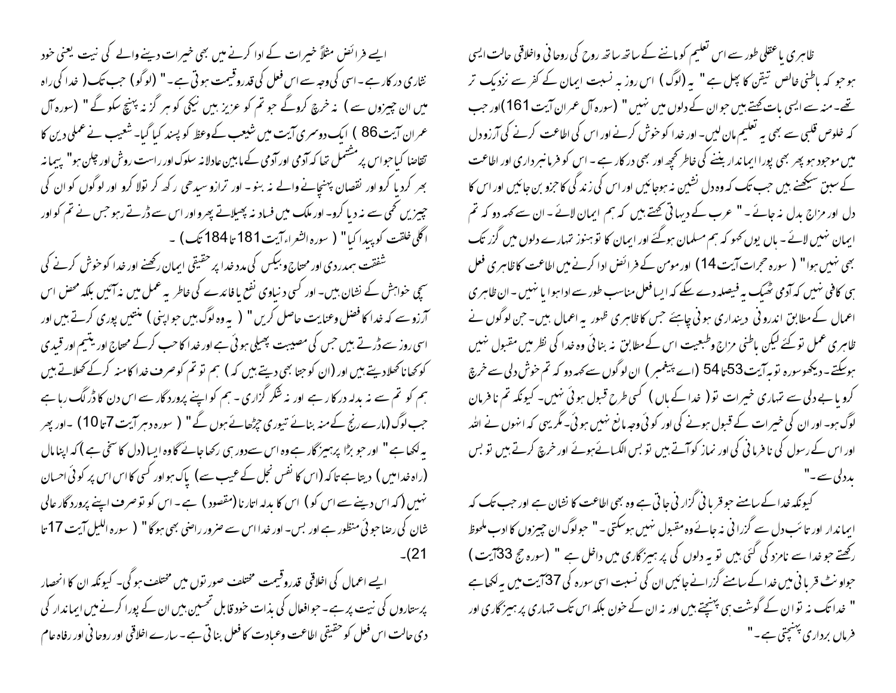ظاہری یا عقلی طور سے اس تعلیم کو ماننے کے ساتھ ساتھ روح کی روحانی واخلاقی حالت ایسی ہو جو کہ باطنی خالص تیقن کا پھل ہے " یہ (لوگ) اس روز بہ نسبت ایمان کے کفر سے نزدیک تر تھے۔منہ سے ایسی بات کہتے ہیں جو ان کے دلوں میں نہیں " (سورہ آل عمران آیت 161)اور جب کہ خلوص قلبی سے بھی یہ تعلیم مان لیں۔ اور خدا کو خوش کرنے اور اس کی اطاعت کرنے کی آرزو دل میں موجود ہو پھر بھی پورا ایماندار بننے کی خاطر کچھ اور بھی درکار ہے ۔ اس کو فرمانبرداری اور اطاعت کے سبق سیکھنے ہیں جب تک کہ وہ دل نشین نہ ہوجائیں اور اس کی زندگی کا جزو بن جائیں اور اس کا دل اور مزاج بدل نہ جائے ۔ " عرب کے دیہاتی کہتے ہیں کہ ہم ایمان لائے ۔ ان سے کہہ دو کہ تم ایمان نہیں لائے ۔ ہاں یوں کہو کہ ہم مسلمان ہوگئے اور ایمان کا تو ہنوز تمہارے دلوں میں گزر تک بھی نہیں ہوا " ( سورہ حجرات آیت 14) اور مومن کے فرائض ادا کرنے میں اطاعت کا ظاہری فعل ہی کافی نہیں کہ آدمی ٹھیک یہ فیصلہ دے سکے کہ ایسا فعل مناسب طور سے ادا ہوا یا نہیں ۔ ان ظاہری اعمال کے مطابق اندرونی دینداری ہونی چاہئے جس کا ظاہری ظہور یہ اعمال ہیں۔ جن لوگوں نے ظاہری عمل تو کئے لیکن باطنی مزاج وطبعیت اس کے مطابق نہ بنائی وہ خدا کی نظر میں مقبول نہیں ہوسکتے ۔ دیکھو سورہ توبہ آیت 53تا 54 (اے پیغمبر) ان لوگوں سے کہہ دو کہ تم خوش دلی سے خرچ کرو یا بے دلی سے تمہاری خیرات تو ( خدا کے ہاں ) کسی طرح قبول ہوئی نہیں۔ کیونکہ تم نافرمان لوگ ہو۔ اور ان کی خیرات کے قبول ہونے کی اور کوئی وجہ مانع نہیں ہوئی۔ مگر یہی کہ انہوں نے اللہ اور اس کے رسول کی نافرمانی کی اور نماز کو آتے ہیں تو بس الکسائے ہوئے اور خرچ کرتے ہیں تو بس بددلی سے ۔"

کیونکہ خدا کے سامنے جو قربانی گزارنی جاتی ہے وہ بھی اطاعت کا نشان ہے اور جب تک کہ ایماندار اور تائب دل سے گزرانی نہ جائے وہ مقبول نہیں ہوسکتی ۔ " جو لوگ ان چیزوں کا ادب ملحوظ رکھتے جو خدا سے نامزد کی گئی ہیں تو یہ دلوں کی پرہیزگاری میں داخل ہے " (سورہ حج 33آیت ) جو اونٹ قربانی میں خدا کے سامنے گزرانے جائیں ان کی نسبت اسی سورہ کی 37آیت میں یہ لکھا ہے " خدا تک نہ تو ان کے گوشت ہی پہنچتے ہیں اور نہ ان کے خون بلکہ اس تک تمہاری پرہیزگاری اور فرماں برداری پہنچتی ہے ۔"

ایسے فرائض مثلاً خیرات کے ادا کرنے میں بھی خیرات دینے والے کی نیت یعنی خود نثاری درکار ہے ۔ اسی کی وجہ سے اس فعل کی قدروقیمت ہوتی ہے ۔ " (لوگو) جب تک ( خدا کی راہ میں ان چیزوں سے ) نہ خرچ کروگے جو تم کو عزیز ہیں نیکی کو ہرگز نہ پہنچ سکو گے " (سورہ آل عمران آیت 86 ) ایک دوسری آیت میں شعیب کے وعظ کو پسند کیا گیا۔ شعیب نے عملی دین کا تقاضا کیا جو اس پر مشتمل تھا کہ آدمی اور آدمی کے مابین عادلانہ سلوک اور راست روش اور چلن ہو" پیمانہ بھر کردیا کرو اور نقصان پہنچانے والے نہ بنو۔ اور ترازو سیدھی رکھ کر تولا کرو اور لوگوں کو ان کی چیزیں کمی سے نہ دیا کرو۔ اور ملک میں فساد نہ پھیلاتے پھرو اور اس سے ڈرتے رہو جس نے تم کو اور اگلی خلقت کو پیدا کیا" ( سورہ الشعراء آیت 181تا 184تک ) ۔

شفقت ہمدردی اور محتاج وبیکس کی مدد خدا پر حقیقی ایمان رکھنے اور خدا کو خوش کرنے کی سچی خواہش کے نشان ہیں۔ اور کسی دنیاوی نفع یا فائدے کی خاطر یہ عمل میں نہ آئیں بلکہ محض اس آرزو سے کہ خدا کا فضل وعنایت حاصل کریں " ( یہ وہ لوگ ہیں جو اپنی ) منتیں پوری کرتے ہیں اور اسی روز سے ڈرتے ہیں جس کی مصیبت پھیلی ہوئی ہے اور خدا کا حب کرکے محتاج اور یتیم اور قیدی کو کھانا کھلادیتے ہیں اور (ان کو جتا بھی دیتے ہیں کہ ) ہم تو تم کو صرف خدا کا منہ کرکے کھلاتے ہیں ہم کو تم سے نہ بدلہ درکار ہے اور نہ شکر گزاری ۔ ہم کو اپنے پروردگار سے اس دن کا ڈر لگ رہا ہے جب لوگ (مارے رنج کے منہ بنائے تیوری چڑھائے ہوں گے " ( سورہ دہر آیت 7تا 10) ۔اور پھر یہ لکھا ہے " اور جو بڑا پرہیزگار ہے وہ اس سے دور ہی رکھا جائے گا وہ ایسا (دل کا سخی ہے ) کہ اپنا مال (راہ خدا میں ) دیتا ہے تاکہ (اس کا نفس بخل کے عیب سے ) پاک ہو اور کسی کا اس پر کوئی احسان نہیں (کہ اس دینے سے اس کو ) اس کا بدلہ اتارنا (مقصود ) ہے ۔ اس کو تو صرف اپنے پروردگار عالی شان کی رضا جوئی منظور ہے اور بس۔ اور خدا اس سے ضرور راضی بھی ہوگا " ( سورہ اللیل آیت 17تا 21)۔

ایسے اعمال کی اخلاقی قدروقیمت مختلف صورتوں میں مختلف ہوگی۔ کیونکہ ان کا انحصار پرستاروں کی نیت پر ہے ۔ جو افعال کی بذات خود قابل تحسین ہیں ان کے پورا کرنے میں ایماندار کی دلی حالت اس فعل کو حقیقی اطاعت وعبادت کا فعل بناتی ہے ۔ سارے اخلاقی اور روحانی اور رفاہ عام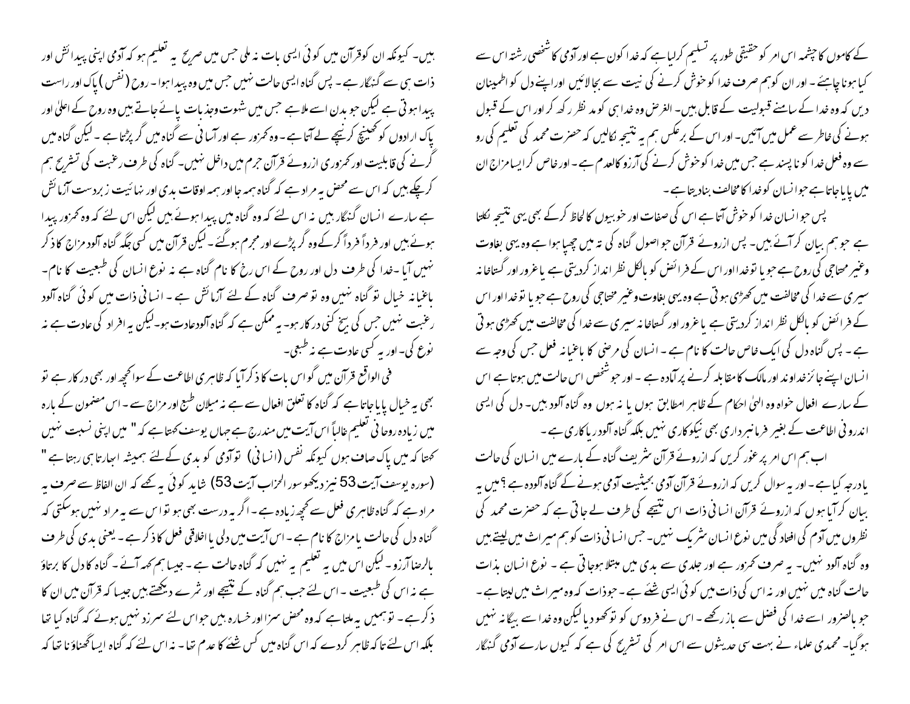کے کاموں کا چشمہ اس امر کو حقیقی طور پر تسلیم کرلیا ہے کہ خدا کون ہے اور آدمی کا شخصی رشتہ اس سے کیا ہونا چاہئے۔ اور ان کو ہم صرف خدا کو خوش کرنے کی نیت سے بجا لائیں اوراپنے دل کو اطمینان دیں کہ وہ خدا کے سامنے قبولیت کے قابل ہیں۔ الغرض وہ خدا ہی کو مد نظر رکھ کر اور اس کے قبول ہونے کی خاطر سے عمل میں آئیں۔ اور اس کے برعکس ہم یہ نتیجہ نکالیں کہ حضرت محمد کی تعلیم کی رو سے وہ فعل خدا کو نا پسند ہے جس میں خدا کو خوش کرنے کی آرزو کالعدم ہے۔ اور خاص کر ایسا مزاج ان میں پایا جاتا ہے جو انسان کو خدا کا مخالف بنادیتا ہے۔

پس جو انسان خدا کو خوش آتا ہے اس کی صفات اور خوبیوں کا لحاظ کرکے بھی یہی نتیجہ نکلتا ہے جو ہم بیان کر آئے ہیں۔ پس ازروئے قرآن جو اصول گناہ کی تہ میں چھپا ہوا ہے وہ یہی بغاوت وغیر محتاجی کی روح ہے جو یا تو خدا اور اس کے فرائض کو بالکل نظر انداز کردیتی ہے یا غرور اور گستاخانہ سیری سے خدا کی مخالفت میں کھڑی ہوتی ہے وہ یہی بغاوت وغیر محتاجی کی روح ہے جو یا تو خدا اور اس کے فرائض کو بالکل نظر انداز کردیتی ہے یا غرور اور گستاخانہ سیری سے خدا کی مخالفت میں کھڑی ہوتی ہے۔ پس گناہ دل کی ایک خاص حالت کا نام ہے۔ انسان کی مرضی کا باغیانہ فعل جس کی وجہ سے انسان اپنے جائز خداوند اور مالک کا مقابلہ کرنے پر آمادہ ہے۔ اور جو شخص اس حالت میں ہوتا ہے اس کے سارے افعال خواہ وہ الہیٰ احکام کے ظاہر امطابق ہوں یا نہ ہوں وہ گناہ آلود ہیں۔ دل کی ایسی اندرونی اطاعت کے بغیر فرمانبرداری بھی نیکوکاری نہیں بلکہ گناہ آلود ریاکاری ہے۔

اب ہم اس امر پر غور کریں کہ ازروئے قرآن شریف گناہ کے بارے میں انسان کی حالت یا درجہ کیا ہے۔ اور یہ سوال کریں کہ ازروئے قرآن آدمی بحیثیت آدمی ہونے کے گناہ آلودہ ہے ؟ میں یہ بیان کر آیا ہوں کہ ازروئے قرآن انسانی ذات اس نتیجے کی طرف لے جاتی ہے کہ حضرت محمد کی نظروں میں آدم کی افتادگی میں نوع انسان شریک نہیں۔ جس انسانی ذات کو ہم میراث میں لیتے ہیں وہ گناہ آلود نہیں۔ یہ صرف کمزور ہے اور جلدی سے بدی میں مبتلا ہوجاتی ہے۔ نوع انسان بذات حالت گناہ میں نہیں اور نہ اس کی ذات میں کوئی ایسی شئے ہے۔ جو ذات کہ وہ میراث میں لیتا ہے۔ جو بالضرور اسے خدا کی فضل سے باز رکھے۔ اس نے فردوس کو تو کھو دیا لیکن وہ خدا سے بیگانہ نہیں ہوگیا۔ محمدی علماء نے بہت سی حدیثوں سے اس امر کی تشریح کی ہے کہ کیوں سارے آدمی گنہگار ہیں۔ کیونکہ ان کو قرآن میں کوئی ایسی بات نہ ملی جس میں صریح یہ تعلیم ہو کہ آدمی اپنی پیدائش اور ذات ہی سے گنہگار ہے۔ پس گناہ ایسی حالت نہیں جس میں وہ پیدا ہوا۔ روح (نفس) پاک اور راست پیدا ہوتی ہے لیکن جو بدن اسے ملا ہے جس میں شہوت وجذبات پائے جاتے ہیں وہ روح کے اعلیٰ اور پاک ارادوں کو کھینچ کر نیچے لے آتا ہے۔ وہ کمزور ہے اور آسانی سے گناہ میں گر پڑتا ہے۔ لیکن گناہ میں گرنے کی قابلیت اور کمزوری ازروئے قرآن جرم میں داخل نہیں۔ گناہ کی طرف رغبت کی تشریح ہم کر چکے ہیں کہ اس سے محض یہ مراد ہے کہ گناہ ہمہ جا اور ہمہ اوقات بدی اور نہائیت زبردست آزمائش ہے سارے انسان گنہگار ہیں نہ اس لئے کہ وہ گناہ میں پیدا ہوئے ہیں لیکن اس لئے کہ وہ کمزور پیدا ہوئے ہیں اور فرداً فرداً گرکے وہ گر پڑے اور مجرم ہوگئے۔ لیکن قرآن میں کسی جگہ گناہ آلود مزاج کا ذکر نہیں آیا۔ خدا کی طرف دل اور روح کے اس رخ کا نام گناہ ہے نہ نوع انسان کی طبعیت کا نام۔ باغیانہ خیال تو گناہ نہیں وہ تو صرف گناہ کے لئے آزمائش ہے۔ انسانی ذات میں کوئی گناہ آلود رغبت نہیں جس کی بیخ کنی درکار ہو۔ یہ ممکن ہے کہ گناہ آلودعادت ہو۔ لیکن یہ افراد کی عادت ہے نہ نوع کی۔ اور یہ کسی عادت ہے نہ طبعی۔

فی الواقع قرآن میں گو اس بات کا ذکر آیا کہ ظاہری اطاعت کے سوا کچھ اور بھی درکار ہے تو بھی یہ خیال پایا جاتا ہے کہ گناہ کا تعلق افعال سے ہے نہ میلان طبع اور مزاج سے۔ اس مضمون کے بارہ میں زیادہ روحانی تعلیم غالباً اس آیت میں مندرج ہے جہاں یوسف کہتا ہے کہ " میں اپنی نسبت نہیں کہتا کہ میں پاک صاف ہوں کیونکہ نفس (انسانی) تو آدمی کو بدی کے لئے ہمیشہ ابھارتا ہی رہتا ہے " (سورہ یوسف آیت 53 نیز دیکھو سورالحزاب آیت 53) شاید کوئی یہ کہے کہ ان الفاظ سے صرف یہ مراد ہے کہ گناہ ظاہری فعل سے کچھ زیادہ ہے۔ اگر یہ درست بھی ہو تو اس سے یہ مراد نہیں ہوسکتی کہ گناہ دل کی حالت یا مزاج کا نام ہے۔ اس آیت میں دلی یا اخلاقی فعل کا ذکر ہے۔ یعنی بدی کی طرف بالرضا آرزو۔ لیکن اس میں یہ تعلیم یہ نہیں کہ گناہ حالت ہے۔ جیسا ہم کہہ آئے۔ گناہ کا دل کا برتاؤ ہے نہ اس کی طبعیت۔ اس لئے جب ہم گناہ کے نتیجے اور ثمرے دیکھتے ہیں جیسا کہ قرآن میں ان کا ذکر ہے۔ تو ہمیں یہ ملتا ہے کہ وہ محض سزا اور خسارہ ہیں جو اس لئے سرزد نہیں ہوئے کہ گناہ کیا تھا بلکہ اس لئے تاکہ ظاہر کردے کہ اس گناہ میں کس شئے کا عدم تھا۔ نہ اس لئے کہ گناہ ایسا گھناؤنا تھا کہ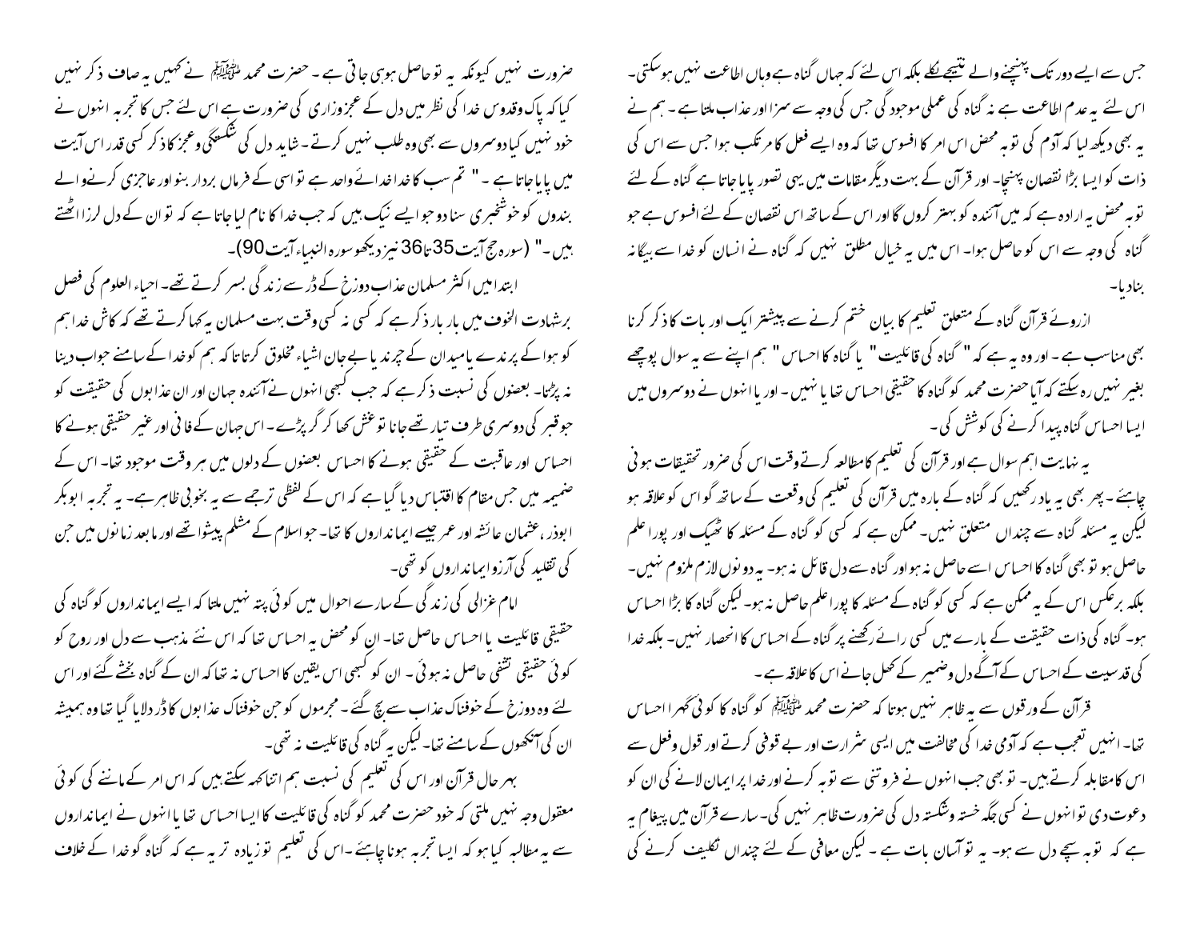جس سے ایسے دور تک پہنچنے والے نتیجے نکلے بلکہ اس لئے کہ جہاں گناہ ہے وہاں اطاعت نہیں ہوسکتی۔ اس لئے یہ عدم اطاعت ہے نہ گناہ کی عملی موجود گی جس کی وجہ سے سزا اور عذاب ملتا ہے ۔ ہم نے یہ بھی دیکھ لیا کہ آدم کی توبہ محض اس امر کا افسوس تھا کہ وہ ایسے فعل کا مرتکب ہوا جس سے اس کی ذات کو ایسا بڑا نقصان پہنچا۔ اور قرآن کے بہت دیگر مقامات میں یہی تصور پایا جاتا ہے گناہ کے لئے توبہ محض یہ ارادہ ہے کہ میں آئندہ کو بہتر کروں گا اور اس کے ساتھ اس نقصان کے لئے افسوس ہے جو گناہ کی وجہ سے اس کو حاصل ہوا۔ اس میں یہ خیال مطلق نہیں کہ گناہ نے انسان کو خدا سے بیگانہ بنادیا۔

ازروئے قرآن گناہ کے متعلق تعلیم کا بیان ختم کرنے سے پیشتر ایک اور بات کا ذکر کرنا بھی مناسب ہے ۔ اور وہ یہ ہے کہ " گناہ کی قائلیت " یا گناہ کا احساس " ہم اپنے سے یہ سوال پوچھے بغیر نہیں رہ سکتے کہ آیا حضرت محمد کو گناہ کا حقیقی احساس تھا یا نہیں ۔ اور یا انہوں نے دوسروں میں ایسا احساس گناہ پیدا کرنے کی کوشش کی ۔

یہ نہایت اہم سوال ہے اور قرآن کی تعلیم کا مطالعہ کرتے وقت اس کی ضرور تحقیقات ہونی چاہیئے ۔ پھر بھی یہ یاد رکھیں کہ گناہ کے بارہ میں قرآن کی تعلیم کی وقعت کے ساتھ گو اس کو علاقہ ہو لیکن یہ مسئلہ گناہ سے چنداں متعلق نہیں۔ ممکن ہے کہ کسی کو گناہ کے مسئلہ کا ٹھیک اور پورا علم حاصل ہو تو بھی گناہ کا احساس اسے حاصل نہ ہو اور گناہ سے دل قائل نہ ہو۔ یہ دونوں لازم ملزوم نہیں۔ بلکہ برعکس اس کے یہ ممکن ہے کہ کسی کو گناہ کے مسئلہ کا پورا علم حاصل نہ ہو۔ لیکن گناہ کا بڑا احساس ہو۔ گناہ کی ذات حقیقت کے بارے میں کسی رائے رکھنے پر گناہ کے احساس کا انحصار نہیں۔ بلکہ خدا کی قدسیت کے احساس کے آگے دل وضمیر کے کھل جانے اس کا علاقہ ہے ۔

قرآن کے ورقوں سے یہ ظاہر نہیں ہوتا کہ حضرت محمد ﷺ کو گناہ کا کوئی گہرا احساس تھا۔ انہیں تعجب ہے کہ آدمی خدا کی مخالفت میں ایسی شرارت اور بے قوفی کرتے اور قول وفعل سے اس کا مقابلہ کرتے ہیں۔ تو بھی جب انہوں نے فروتنی سے توبہ کرنے اور خدا پر ایمان لانے کی ان کو دعوت دی تو انہوں نے کسی جگہ خستہ وشکستہ دل کی ضرورت ظاہر نہیں کی۔ سارے قرآن میں پیغام یہ ہے کہ توبہ سچے دل سے ہو۔ یہ تو آسان بات ہے ۔ لیکن معافی کے لئے چنداں تکلیف کرنے کی

ضرورت نہیں کیونکہ یہ تو حاصل ہوہی جاتی ہے ۔ حضرت محمد ﷺ نے کہیں یہ صاف ذکر نہیں کیا کہ پاک وقدوس خدا کی نظر میں دل کے عجزوزاری کی ضرورت ہے اس لئے جس کا تجربہ انہوں نے خود نہیں کیا دوسروں سے بھی وہ طلب نہیں کرتے ۔ شاید دل کی شکستگی وعجز کا ذکر کسی قدر اس آیت میں پایا جاتا ہے ۔ " تم سب کا خدا خدائے واحد ہے تو اسی کے فرماں بردار بنو اور عاجزی کرنے والے بندوں کو خوشخبری سنا دو جو ایسے نیک ہیں کہ جب خدا کا نام لیا جاتا ہے کہ تو ان کے دل لرزا اٹھتے ہیں ۔" (سورہ حج آیت 35تا36 نیز دیکھو سورہ النبیاء آیت 90)۔

ابتدا میں اکثر مسلمان عذاب دوزخ کے ڈر سے زندگی بسر کرتے تھے۔ احیاء العلوم کی فصل برشہادت الخوف میں بار بار ذکر ہے کہ کسی نہ کسی وقت بہت مسلمان یہ کہا کرتے تھے کہ کاش خدا ہم کو ہوا کے پرندے یا میدان کے چرند یا بے جان اشیاء مخلوق کرتا تاکہ ہم کو خدا کے سامنے جواب دینا نہ پڑتا۔ بعضوں کی نسبت ذکر ہے کہ جب کبھی انہوں نے آئندہ جہان اور ان عذابوں کی حقیقت کو جو قبر کی دوسری طرف تیار تھے جانا تو غش کھا کر گر پڑے ۔ اس جہان کے فانی اور غیر حقیقی ہونے کا احساس اور عاقبت کے حقیقی ہونے کا احساس بعضوں کے دلوں میں ہر وقت موجود تھا۔ اس کے ضمیمہ میں جس مقام کا اقتباس دیا گیا ہے کہ اس کے لفظی ترجمے سے یہ بخوبی ظاہر ہے۔ یہ تجربہ ابوبکر ابوذر، عثمان عائشہ اور عمر جیسے ایمانداروں کا تھا۔ جو اسلام کے مسّلم پیشوا تھے اور مابعد زمانوں میں جن کی تقلید کی آرزو ایمانداروں کو تھی۔

امام غزالی کی زندگی کے سارے احوال میں کوئی پتہ نہیں ملتا کہ ایسے ایمانداروں کو گناہ کی حقیقی قائلیت یا احساس حاصل تھا۔ ان کو محض یہ احساس تھا کہ اس نئے مذہب سے دل اور روح کو کوئی حقیقی تشفی حاصل نہ ہوئی ۔ ان کو کبھی اس یقین کا احساس نہ تھا کہ ان کے گناہ بخشے گئے اور اس لئے وہ دوزخ کے خوفناک عذاب سے بچ گئے ۔ مجرموں کو جن خوفناک عذابوں کا ڈر دلایا گیا تھا وہ ہمیشہ ان کی آنکھوں کے سامنے تھا۔ لیکن یہ گناہ کی قائلیت نہ تھی۔

بہرحال قرآن اور اس کی تعلیم کی نسبت ہم اتنا کہہ سکتے ہیں کہ اس امر کے ماننے کی کوئی معقول وجہ نہیں ملتی کہ خود حضرت محمد کو گناہ کی قائلیت کا ایسا احساس تھا یا انہوں نے ایمانداروں سے یہ مطالبہ کیا ہو کہ ایسا تجربہ ہونا چاہیئے ۔اس کی تعلیم تو زیادہ تر یہ ہے کہ گناہ کو خدا کے خلاف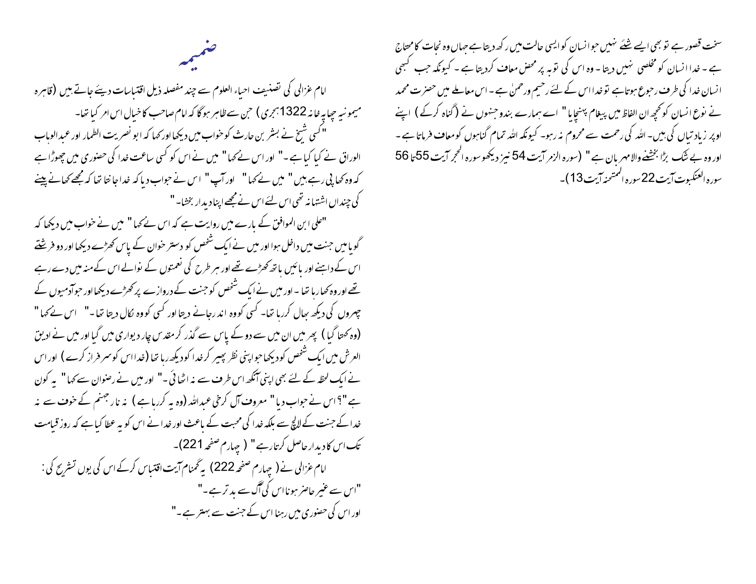سخت قصور ہے تو بھی ایسے شئے نہیں جو انسان کو ایسی حالت میں رکھ دیتا ہے جہاں وہ نجات کا محتاج ہے ۔ خدا انسان کو مخلصی نہیں دیتا ۔ وہ اس کی توبہ پر محض معاف کردیتا ہے ۔ کیونکہ جب کبھی انسان خدا کی طرف رجوع ہوتاہے تو خدا اس کے لئے رحیم ورحمنٰ ہے ۔ اس معاملے میں حضرت محمد نے نوع انسان کو کچھ ان الفاظ میں پیغام پہنچایا " اے ہمارے بندو جنہوں نے ( گناہ کرکے ) اپنے اوپر زیادتیاں کی ہیں۔ اللہ کی رحمت سے محروم نہ رہو۔ کیونکہ اللہ تمام گناہوں کو معاف فرماتا ہے ۔ اور وہ بے شک بڑا بخشنے والامہربان ہے " (سورہ الزمر آیت 54 نیز دیکھو سورہ الحجر آیت 55تا 56 سورہ العنکبوت آیت 22 سورہ الممتحنہ آیت 13)۔

# ضمیمہ

امام غزالی کی تصنیف احیاء العلوم سے چند مفصلہ ذیل اقتباسات دیئے جاتے ہیں (قاہرہ میمونیہ چھاپہ خانہ 1322ہجری) جن سے ظاہر ہوگا کہ امام صاحب کا خیال اس امر کیا تھا۔

" کسی شیخ نے بشر بن حارث کو خواب میں دیکھا اور کہا کہ ابو نصر یت الطمار اور عبدالوہاب الوراق نے کیا کیا ہے ۔" اور اس نے کہا " میں نے اس کو کسی ساعت خدا کی حضوری میں چھوڑا ہے کہ وہ کھاپی رہے ہیں " میں نے کہا " اور آپ " اس نے جواب دیا کہ خدا جانتا تھا کہ مجھے کھانے پینے کی چنداں اشتہانہ تھی اس لئے اس نے مجھے اپنا دیدار بخشا۔ "

"علی ابن الموافق کے بارے میں روایت ہے کہ اس نے کہا " میں نے خواب میں دیکھا کہ گویا میں جنت میں داخل ہوا اور میں نے ایک شخص کو دستر خوان کے پاس کھڑے دیکھا اور دو فرشتے اس کے داہنے اور بائیں ہاتھ کھڑے تھے اور ہر طرح کی نعمتوں کے نوالے اس کے منہ میں دے رہے تھے اور وہ کھارہا تھا ۔ اور میں نے ایک شخص کو جنت کے دروازے پر کھڑے دیکھا اور جو آدمیوں کے چہروں کی دیکھ بھال کررہا تھا۔ کسی کو وہ اندر جانے دیتا اور کسی کو وہ نکال دیتا تھا ۔" اس نے کہا " (وہ کہتا گیا ) پھر میں ان میں سے دو کے پاس سے گذر کر مقدس چار دیواری میں گیا اور میں نے ادیق العرش میں ایک شخص کو دیکھا جو اپنی نظر پھیر کر خدا کو دیکھ رہا تھا (خدا اس کو سرفراز کرے ) اور اس نے ایک لحظہ کے لئے بھی اپنی آنکھ اس طرف سے نہ اٹھائی ۔" اور میں نے رضوان سے کہا " یہ کون ہے "؟ اس نے جواب دیا " معروف آل کرخی عبداللہ (وہ یہ کررہا ہے ) نہ نار جہنم کے خوف سے نہ خدا کے جنت کے لالچ سے بلکہ خدا کی محبت کے باعث اور خدا نے اس کو یہ عطا کیا ہے کہ روز قیامت تک اس کا دیدار حاصل کرتا رہے " ( چہارم صفحہ 221)۔

امام غزالی نے ( چہارم صفحہ 222) یہ گمنام آیت اقتباس کرکے اس کی یوں تشریح کی :

"اس سے غیر حاضر ہونا اس کی آگ سے بدتر ہے ۔"

اور اس کی حضوری میں رہنا اس کے جنت سے بہتر ہے ۔"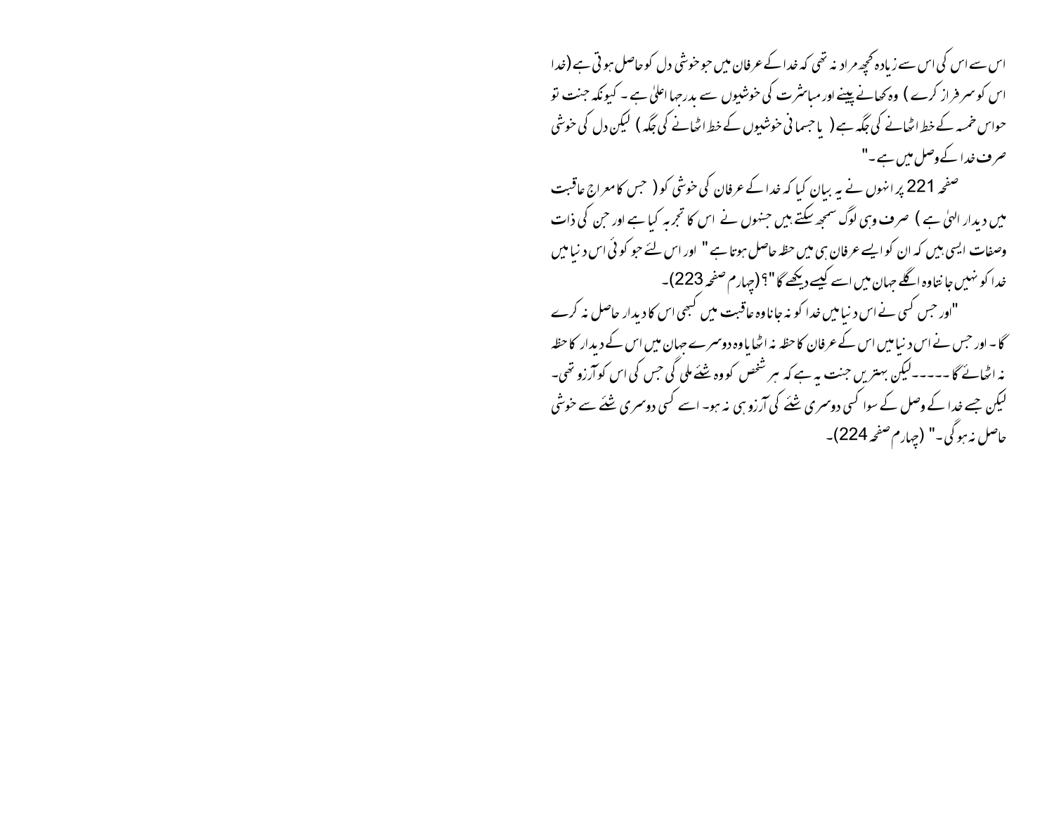اس سے اس کی اس سے زیادہ کچھ مراد نہ تھی کہ خدا کے عرفان میں جو خوشی دل کو حاصل ہوتی ہے (خدا اس کو سرفراز کرے ) وہ کھانے پینے اور مباشرت کی خوشیوں سے بدرجہا اعلیٰ ہے ۔ کیونکہ جنت تو حواس خمسہ کے خط اٹھانے کی جگہ ہے ( یا جسمانی خوشیوں کے خط اٹھانے کی جگہ ) لیکن دل کی خوشی صرف خدا کے وصل میں ہے ۔"

صفحہ 221 پر انہوں نے یہ بیان کیا کہ خدا کے عرفان کی خوشی کو ( جس کا معراج عاقبت میں دیدار الہٰی ہے ) صرف وہی لوگ سمجھ سکتے ہیں جنہوں نے اس کا تجربہ کیا ہے اور جن کی ذات وصفات ایسی ہیں کہ ان کو ایسے عرفان ہی میں حظ حاصل ہوتا ہے" اور اس لئے جو کوئی اس دنیا میں خدا کو نہیں جانتا وہ اگلے جہان میں اسے کیسے دیکھے گا "؟ (چہارم صفحہ 223)۔

"اور جس کسی نے اس دنیا میں خدا کو نہ جانا وہ عاقبت میں کبھی اس کا دیدار حاصل نہ کرے گا ۔ اور جس نے اس دنیا میں اس کے عرفان کا حظ نہ اٹھایا وہ دوسرے جہان میں اس کے دیدار کا حظ نہ اٹھائے گا ۔۔۔۔۔لیکن بہترین جنت یہ ہے کہ ہر شخص کو وہ شئے ملی گی جس کی اس کو آرزو تھی۔ لیکن جسے خدا کے وصل کے سوا کسی دوسری شئے کی آرزو ہی نہ ہو۔ اسے کسی دوسری شئے سے خوشی حاصل نہ ہو گی ۔" (چہارم صفحہ 224)۔